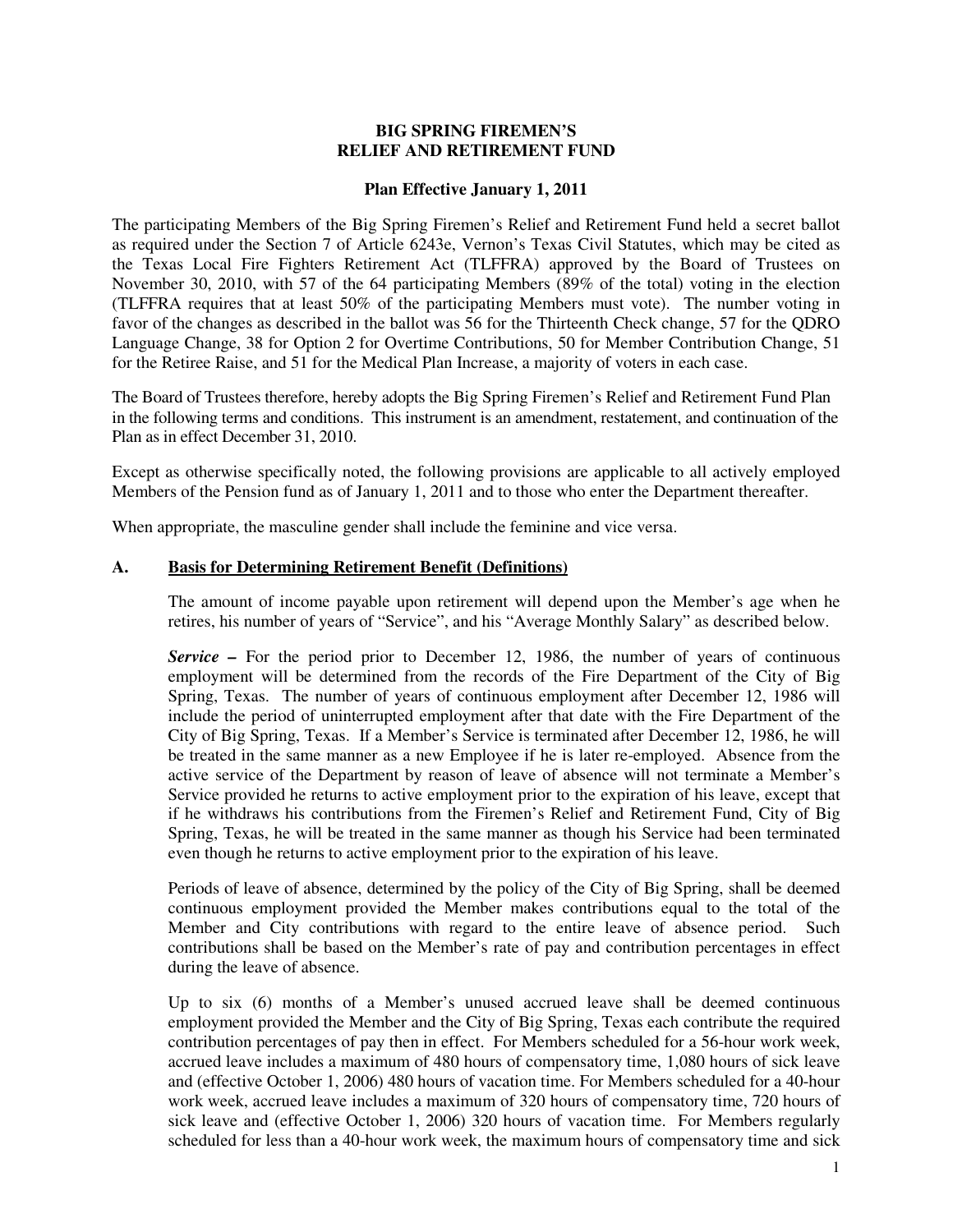**BIG SPRING FIREMEN'S**
**RELIEF AND RETIREMENT FUND**

**Plan Effective January 1, 2011**

The participating Members of the Big Spring Firemen's Relief and Retirement Fund held a secret ballot as required under the Section 7 of Article 6243e, Vernon's Texas Civil Statutes, which may be cited as the Texas Local Fire Fighters Retirement Act (TLFFRA) approved by the Board of Trustees on November 30, 2010, with 57 of the 64 participating Members (89% of the total) voting in the election (TLFFRA requires that at least 50% of the participating Members must vote). The number voting in favor of the changes as described in the ballot was 56 for the Thirteenth Check change, 57 for the QDRO Language Change, 38 for Option 2 for Overtime Contributions, 50 for Member Contribution Change, 51 for the Retiree Raise, and 51 for the Medical Plan Increase, a majority of voters in each case.

The Board of Trustees therefore, hereby adopts the Big Spring Firemen's Relief and Retirement Fund Plan in the following terms and conditions. This instrument is an amendment, restatement, and continuation of the Plan as in effect December 31, 2010.

Except as otherwise specifically noted, the following provisions are applicable to all actively employed Members of the Pension fund as of January 1, 2011 and to those who enter the Department thereafter.

When appropriate, the masculine gender shall include the feminine and vice versa.

## A. Basis for Determining Retirement Benefit (Definitions)

The amount of income payable upon retirement will depend upon the Member's age when he retires, his number of years of "Service", and his "Average Monthly Salary" as described below.

***Service*** **–** For the period prior to December 12, 1986, the number of years of continuous employment will be determined from the records of the Fire Department of the City of Big Spring, Texas. The number of years of continuous employment after December 12, 1986 will include the period of uninterrupted employment after that date with the Fire Department of the City of Big Spring, Texas. If a Member's Service is terminated after December 12, 1986, he will be treated in the same manner as a new Employee if he is later re-employed. Absence from the active service of the Department by reason of leave of absence will not terminate a Member's Service provided he returns to active employment prior to the expiration of his leave, except that if he withdraws his contributions from the Firemen's Relief and Retirement Fund, City of Big Spring, Texas, he will be treated in the same manner as though his Service had been terminated even though he returns to active employment prior to the expiration of his leave.

Periods of leave of absence, determined by the policy of the City of Big Spring, shall be deemed continuous employment provided the Member makes contributions equal to the total of the Member and City contributions with regard to the entire leave of absence period. Such contributions shall be based on the Member's rate of pay and contribution percentages in effect during the leave of absence.

Up to six (6) months of a Member's unused accrued leave shall be deemed continuous employment provided the Member and the City of Big Spring, Texas each contribute the required contribution percentages of pay then in effect. For Members scheduled for a 56-hour work week, accrued leave includes a maximum of 480 hours of compensatory time, 1,080 hours of sick leave and (effective October 1, 2006) 480 hours of vacation time. For Members scheduled for a 40-hour work week, accrued leave includes a maximum of 320 hours of compensatory time, 720 hours of sick leave and (effective October 1, 2006) 320 hours of vacation time. For Members regularly scheduled for less than a 40-hour work week, the maximum hours of compensatory time and sick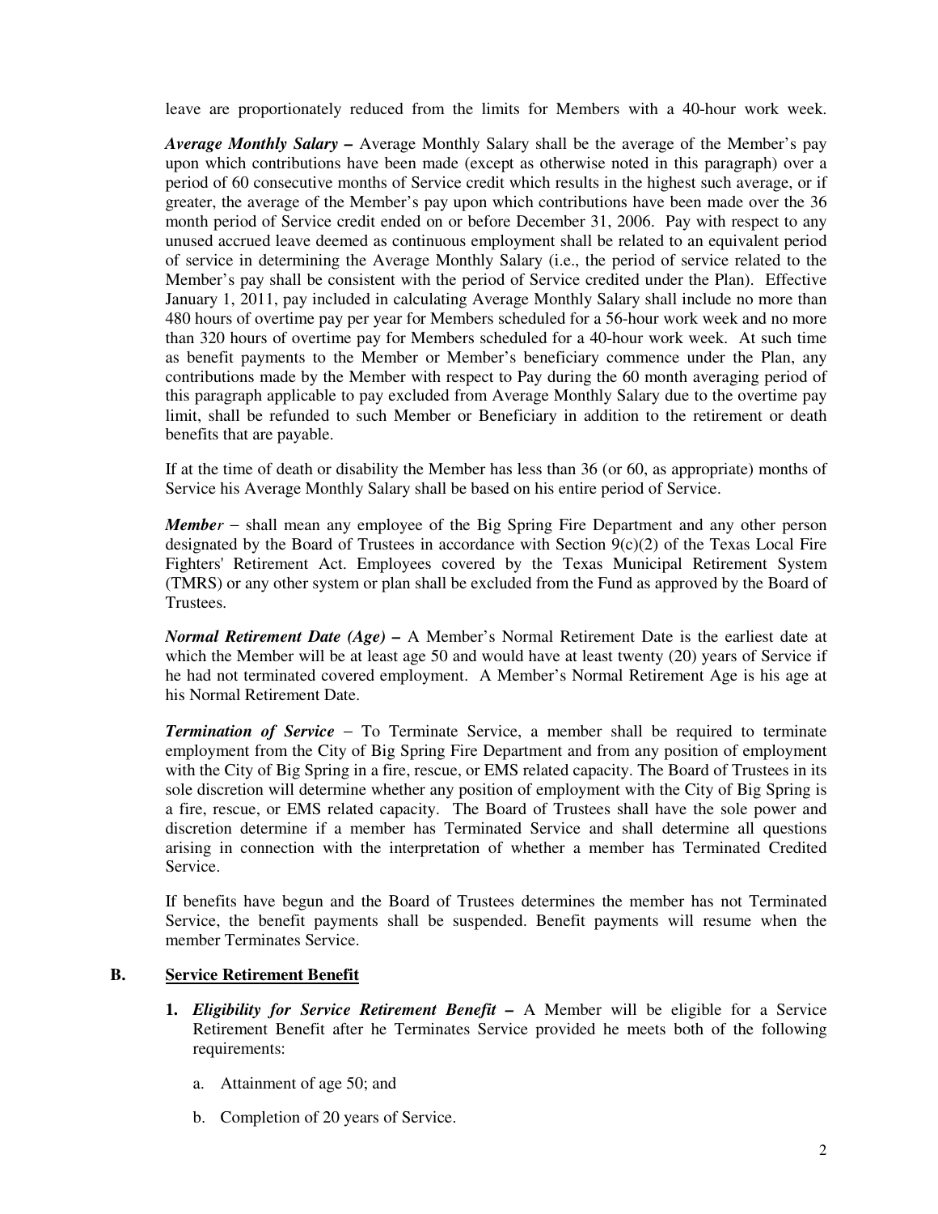leave are proportionately reduced from the limits for Members with a 40-hour work week.

***Average Monthly Salary –*** Average Monthly Salary shall be the average of the Member's pay upon which contributions have been made (except as otherwise noted in this paragraph) over a period of 60 consecutive months of Service credit which results in the highest such average, or if greater, the average of the Member's pay upon which contributions have been made over the 36 month period of Service credit ended on or before December 31, 2006. Pay with respect to any unused accrued leave deemed as continuous employment shall be related to an equivalent period of service in determining the Average Monthly Salary (i.e., the period of service related to the Member's pay shall be consistent with the period of Service credited under the Plan). Effective January 1, 2011, pay included in calculating Average Monthly Salary shall include no more than 480 hours of overtime pay per year for Members scheduled for a 56-hour work week and no more than 320 hours of overtime pay for Members scheduled for a 40-hour work week. At such time as benefit payments to the Member or Member's beneficiary commence under the Plan, any contributions made by the Member with respect to Pay during the 60 month averaging period of this paragraph applicable to pay excluded from Average Monthly Salary due to the overtime pay limit, shall be refunded to such Member or Beneficiary in addition to the retirement or death benefits that are payable.

If at the time of death or disability the Member has less than 36 (or 60, as appropriate) months of Service his Average Monthly Salary shall be based on his entire period of Service.

***Member*** – shall mean any employee of the Big Spring Fire Department and any other person designated by the Board of Trustees in accordance with Section 9(c)(2) of the Texas Local Fire Fighters' Retirement Act. Employees covered by the Texas Municipal Retirement System (TMRS) or any other system or plan shall be excluded from the Fund as approved by the Board of Trustees.

***Normal Retirement Date (Age) –*** A Member's Normal Retirement Date is the earliest date at which the Member will be at least age 50 and would have at least twenty (20) years of Service if he had not terminated covered employment. A Member's Normal Retirement Age is his age at his Normal Retirement Date.

***Termination of Service*** – To Terminate Service, a member shall be required to terminate employment from the City of Big Spring Fire Department and from any position of employment with the City of Big Spring in a fire, rescue, or EMS related capacity. The Board of Trustees in its sole discretion will determine whether any position of employment with the City of Big Spring is a fire, rescue, or EMS related capacity. The Board of Trustees shall have the sole power and discretion determine if a member has Terminated Service and shall determine all questions arising in connection with the interpretation of whether a member has Terminated Credited Service.

If benefits have begun and the Board of Trustees determines the member has not Terminated Service, the benefit payments shall be suspended. Benefit payments will resume when the member Terminates Service.

## B. Service Retirement Benefit

1. ***Eligibility for Service Retirement Benefit –*** A Member will be eligible for a Service Retirement Benefit after he Terminates Service provided he meets both of the following requirements:

   a. Attainment of age 50; and

   b. Completion of 20 years of Service.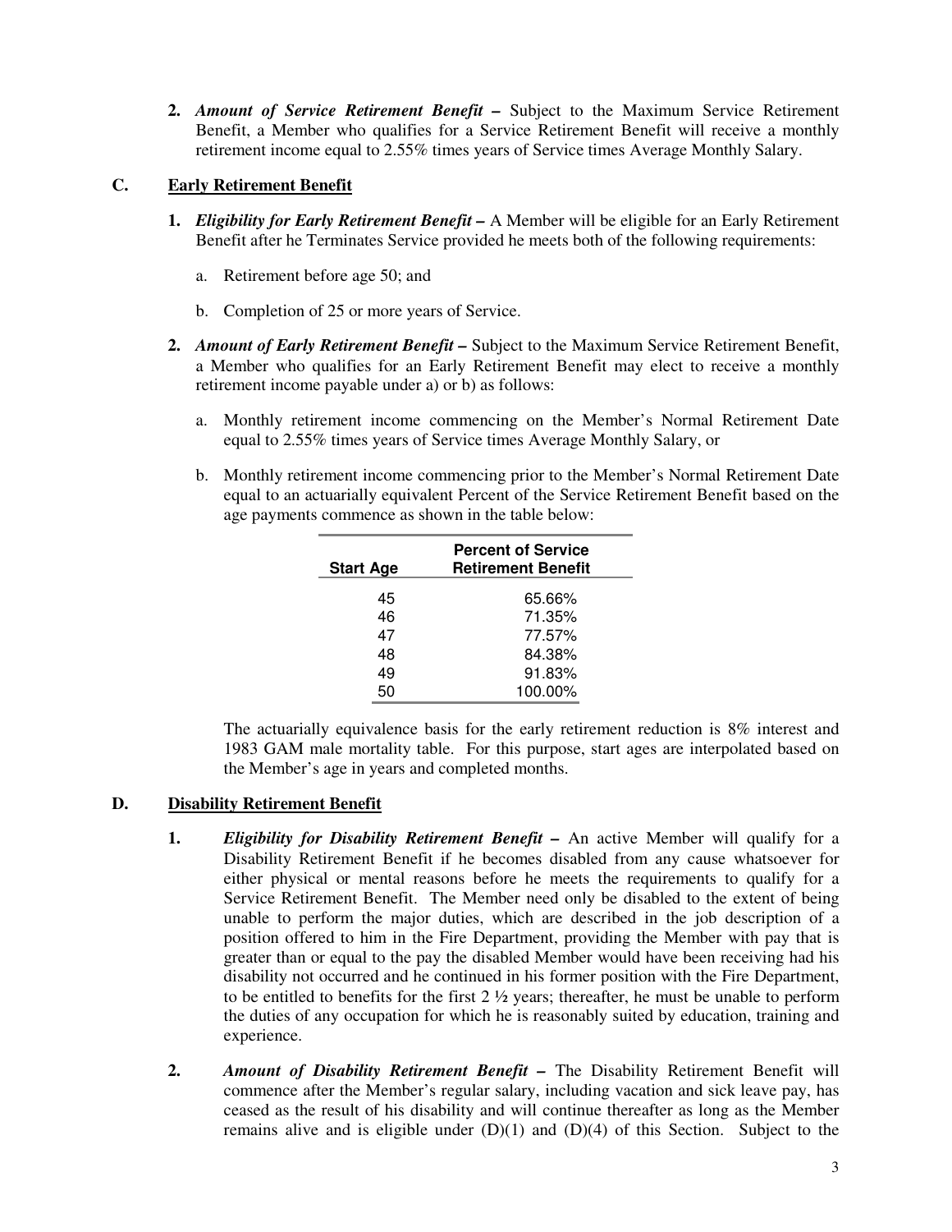2. ***Amount of Service Retirement Benefit –*** Subject to the Maximum Service Retirement Benefit, a Member who qualifies for a Service Retirement Benefit will receive a monthly retirement income equal to 2.55% times years of Service times Average Monthly Salary.

## C. Early Retirement Benefit

1. ***Eligibility for Early Retirement Benefit –*** A Member will be eligible for an Early Retirement Benefit after he Terminates Service provided he meets both of the following requirements:

   a. Retirement before age 50; and

   b. Completion of 25 or more years of Service.

2. ***Amount of Early Retirement Benefit –*** Subject to the Maximum Service Retirement Benefit, a Member who qualifies for an Early Retirement Benefit may elect to receive a monthly retirement income payable under a) or b) as follows:

   a. Monthly retirement income commencing on the Member's Normal Retirement Date equal to 2.55% times years of Service times Average Monthly Salary, or

   b. Monthly retirement income commencing prior to the Member's Normal Retirement Date equal to an actuarially equivalent Percent of the Service Retirement Benefit based on the age payments commence as shown in the table below:

| Start Age | Percent of Service Retirement Benefit |
|---|---|
| 45 | 65.66% |
| 46 | 71.35% |
| 47 | 77.57% |
| 48 | 84.38% |
| 49 | 91.83% |
| 50 | 100.00% |

   The actuarially equivalence basis for the early retirement reduction is 8% interest and 1983 GAM male mortality table. For this purpose, start ages are interpolated based on the Member's age in years and completed months.

## D. Disability Retirement Benefit

1. ***Eligibility for Disability Retirement Benefit –*** An active Member will qualify for a Disability Retirement Benefit if he becomes disabled from any cause whatsoever for either physical or mental reasons before he meets the requirements to qualify for a Service Retirement Benefit. The Member need only be disabled to the extent of being unable to perform the major duties, which are described in the job description of a position offered to him in the Fire Department, providing the Member with pay that is greater than or equal to the pay the disabled Member would have been receiving had his disability not occurred and he continued in his former position with the Fire Department, to be entitled to benefits for the first 2 ½ years; thereafter, he must be unable to perform the duties of any occupation for which he is reasonably suited by education, training and experience.

2. ***Amount of Disability Retirement Benefit –*** The Disability Retirement Benefit will commence after the Member's regular salary, including vacation and sick leave pay, has ceased as the result of his disability and will continue thereafter as long as the Member remains alive and is eligible under (D)(1) and (D)(4) of this Section. Subject to the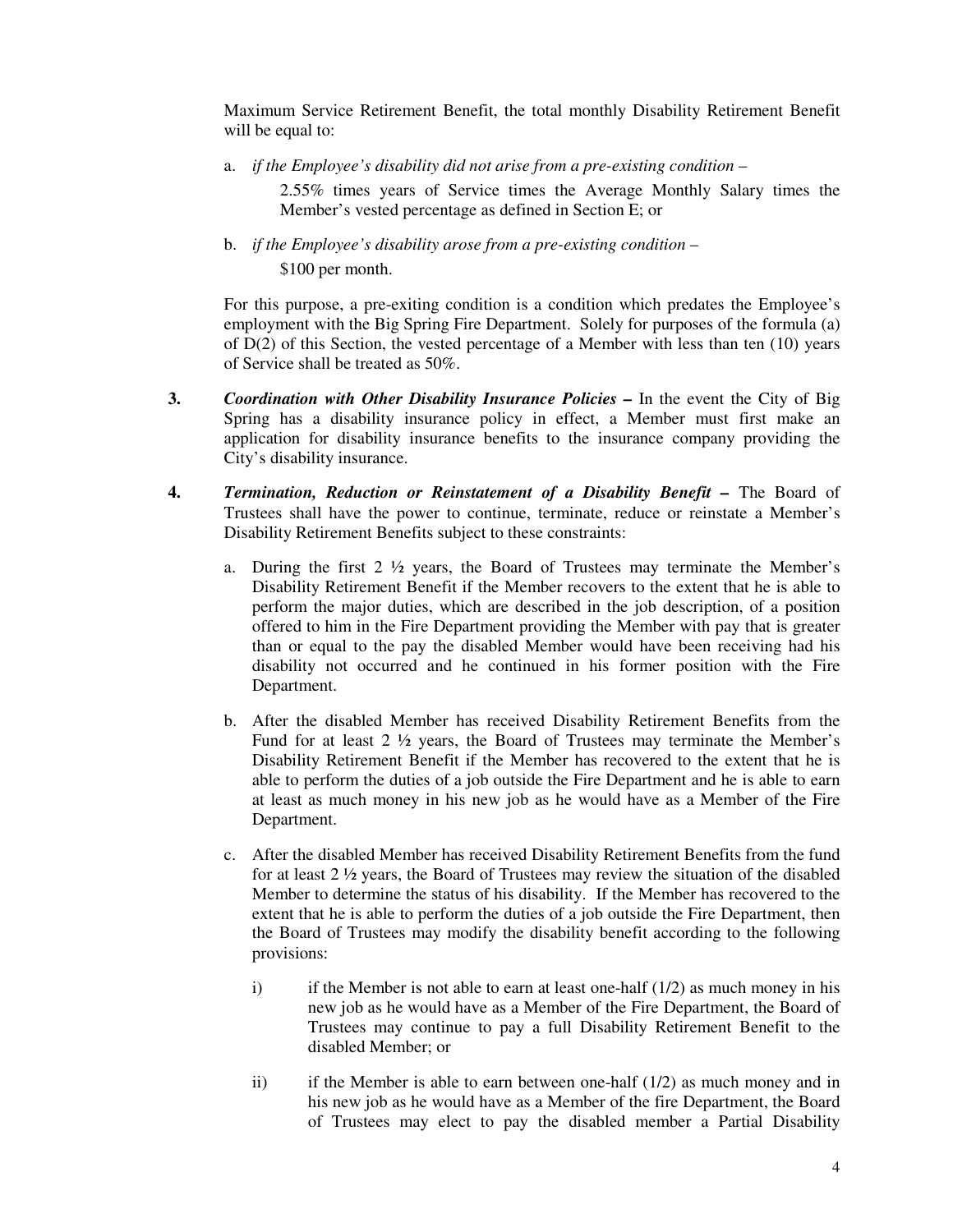Maximum Service Retirement Benefit, the total monthly Disability Retirement Benefit will be equal to:

a. *if the Employee's disability did not arise from a pre-existing condition –*

   2.55% times years of Service times the Average Monthly Salary times the Member's vested percentage as defined in Section E; or

b. *if the Employee's disability arose from a pre-existing condition –*

   $100 per month.

For this purpose, a pre-exiting condition is a condition which predates the Employee's employment with the Big Spring Fire Department. Solely for purposes of the formula (a) of D(2) of this Section, the vested percentage of a Member with less than ten (10) years of Service shall be treated as 50%.

**3.** ***Coordination with Other Disability Insurance Policies –*** In the event the City of Big Spring has a disability insurance policy in effect, a Member must first make an application for disability insurance benefits to the insurance company providing the City's disability insurance.

**4.** ***Termination, Reduction or Reinstatement of a Disability Benefit –*** The Board of Trustees shall have the power to continue, terminate, reduce or reinstate a Member's Disability Retirement Benefits subject to these constraints:

a. During the first 2 ½ years, the Board of Trustees may terminate the Member's Disability Retirement Benefit if the Member recovers to the extent that he is able to perform the major duties, which are described in the job description, of a position offered to him in the Fire Department providing the Member with pay that is greater than or equal to the pay the disabled Member would have been receiving had his disability not occurred and he continued in his former position with the Fire Department.

b. After the disabled Member has received Disability Retirement Benefits from the Fund for at least 2 ½ years, the Board of Trustees may terminate the Member's Disability Retirement Benefit if the Member has recovered to the extent that he is able to perform the duties of a job outside the Fire Department and he is able to earn at least as much money in his new job as he would have as a Member of the Fire Department.

c. After the disabled Member has received Disability Retirement Benefits from the fund for at least 2 ½ years, the Board of Trustees may review the situation of the disabled Member to determine the status of his disability. If the Member has recovered to the extent that he is able to perform the duties of a job outside the Fire Department, then the Board of Trustees may modify the disability benefit according to the following provisions:

   i) if the Member is not able to earn at least one-half (1/2) as much money in his new job as he would have as a Member of the Fire Department, the Board of Trustees may continue to pay a full Disability Retirement Benefit to the disabled Member; or

   ii) if the Member is able to earn between one-half (1/2) as much money and in his new job as he would have as a Member of the fire Department, the Board of Trustees may elect to pay the disabled member a Partial Disability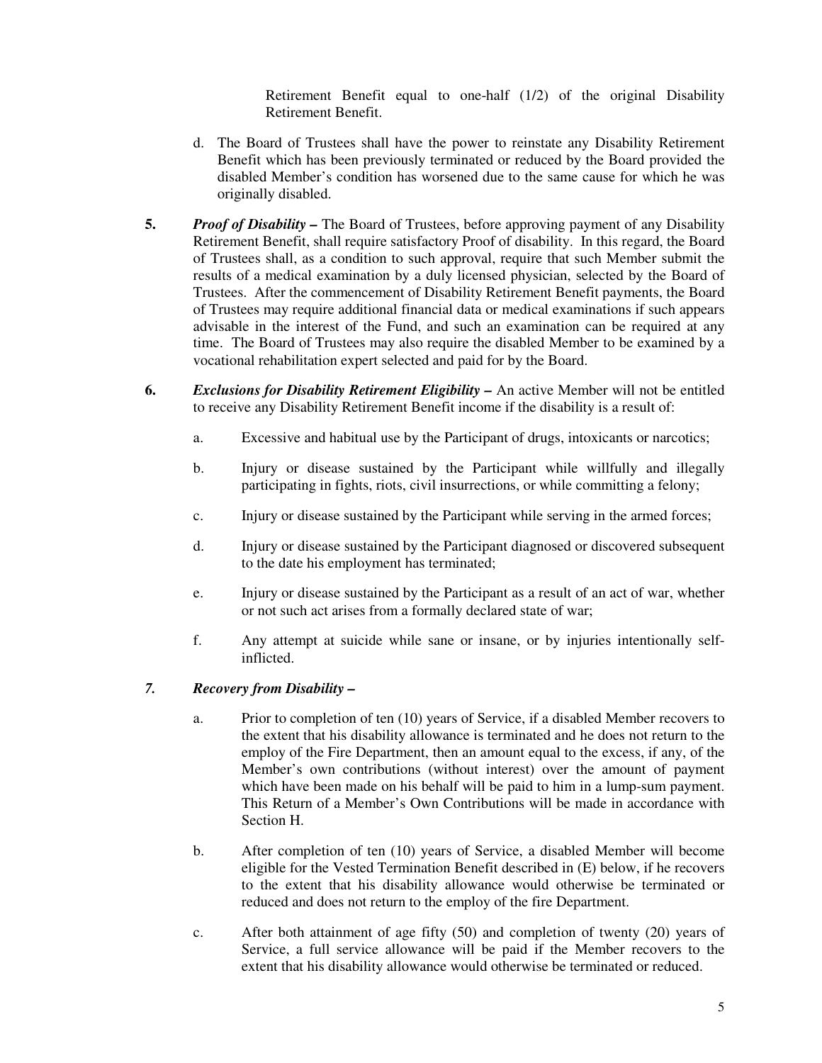Retirement Benefit equal to one-half (1/2) of the original Disability Retirement Benefit.

d. The Board of Trustees shall have the power to reinstate any Disability Retirement Benefit which has been previously terminated or reduced by the Board provided the disabled Member's condition has worsened due to the same cause for which he was originally disabled.

**5.** ***Proof of Disability –*** The Board of Trustees, before approving payment of any Disability Retirement Benefit, shall require satisfactory Proof of disability. In this regard, the Board of Trustees shall, as a condition to such approval, require that such Member submit the results of a medical examination by a duly licensed physician, selected by the Board of Trustees. After the commencement of Disability Retirement Benefit payments, the Board of Trustees may require additional financial data or medical examinations if such appears advisable in the interest of the Fund, and such an examination can be required at any time. The Board of Trustees may also require the disabled Member to be examined by a vocational rehabilitation expert selected and paid for by the Board.

**6.** ***Exclusions for Disability Retirement Eligibility –*** An active Member will not be entitled to receive any Disability Retirement Benefit income if the disability is a result of:

a. Excessive and habitual use by the Participant of drugs, intoxicants or narcotics;

b. Injury or disease sustained by the Participant while willfully and illegally participating in fights, riots, civil insurrections, or while committing a felony;

c. Injury or disease sustained by the Participant while serving in the armed forces;

d. Injury or disease sustained by the Participant diagnosed or discovered subsequent to the date his employment has terminated;

e. Injury or disease sustained by the Participant as a result of an act of war, whether or not such act arises from a formally declared state of war;

f. Any attempt at suicide while sane or insane, or by injuries intentionally self-inflicted.

***7. Recovery from Disability –***

a. Prior to completion of ten (10) years of Service, if a disabled Member recovers to the extent that his disability allowance is terminated and he does not return to the employ of the Fire Department, then an amount equal to the excess, if any, of the Member's own contributions (without interest) over the amount of payment which have been made on his behalf will be paid to him in a lump-sum payment. This Return of a Member's Own Contributions will be made in accordance with Section H.

b. After completion of ten (10) years of Service, a disabled Member will become eligible for the Vested Termination Benefit described in (E) below, if he recovers to the extent that his disability allowance would otherwise be terminated or reduced and does not return to the employ of the fire Department.

c. After both attainment of age fifty (50) and completion of twenty (20) years of Service, a full service allowance will be paid if the Member recovers to the extent that his disability allowance would otherwise be terminated or reduced.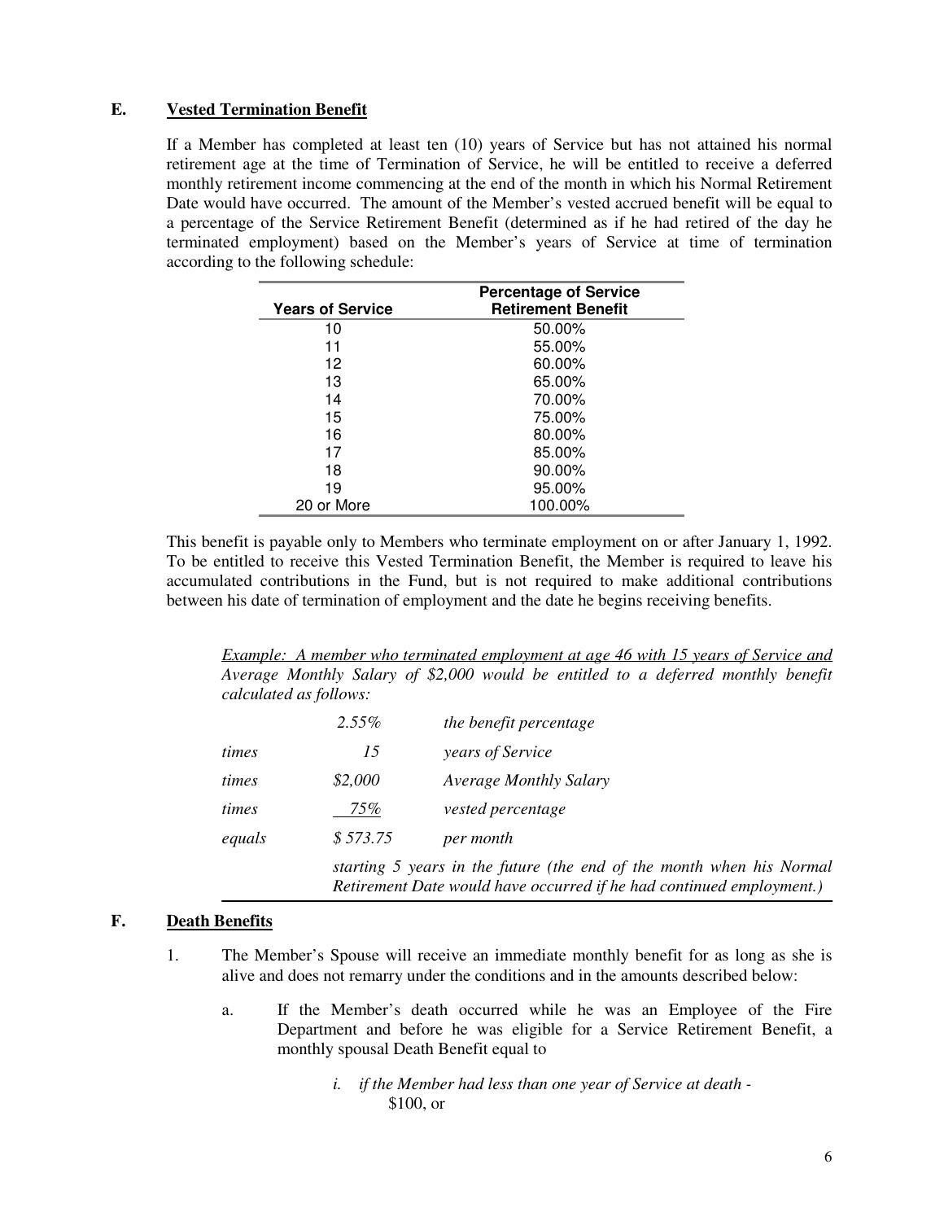## E. Vested Termination Benefit

If a Member has completed at least ten (10) years of Service but has not attained his normal retirement age at the time of Termination of Service, he will be entitled to receive a deferred monthly retirement income commencing at the end of the month in which his Normal Retirement Date would have occurred. The amount of the Member's vested accrued benefit will be equal to a percentage of the Service Retirement Benefit (determined as if he had retired of the day he terminated employment) based on the Member's years of Service at time of termination according to the following schedule:

| Years of Service | Percentage of Service Retirement Benefit |
|---|---|
| 10 | 50.00% |
| 11 | 55.00% |
| 12 | 60.00% |
| 13 | 65.00% |
| 14 | 70.00% |
| 15 | 75.00% |
| 16 | 80.00% |
| 17 | 85.00% |
| 18 | 90.00% |
| 19 | 95.00% |
| 20 or More | 100.00% |

This benefit is payable only to Members who terminate employment on or after January 1, 1992. To be entitled to receive this Vested Termination Benefit, the Member is required to leave his accumulated contributions in the Fund, but is not required to make additional contributions between his date of termination of employment and the date he begins receiving benefits.

> *Example: A member who terminated employment at age 46 with 15 years of Service and Average Monthly Salary of \$2,000 would be entitled to a deferred monthly benefit calculated as follows:*
>
> | | | |
> |---|---|---|
> | | *2.55%* | *the benefit percentage* |
> | *times* | *15* | *years of Service* |
> | *times* | *\$2,000* | *Average Monthly Salary* |
> | *times* | *75%* | *vested percentage* |
> | *equals* | *\$ 573.75* | *per month* |
>
> *starting 5 years in the future (the end of the month when his Normal Retirement Date would have occurred if he had continued employment.)*

## F. Death Benefits

1. The Member's Spouse will receive an immediate monthly benefit for as long as she is alive and does not remarry under the conditions and in the amounts described below:

   a. If the Member's death occurred while he was an Employee of the Fire Department and before he was eligible for a Service Retirement Benefit, a monthly spousal Death Benefit equal to

      *i. if the Member had less than one year of Service at death -*
      \$100, or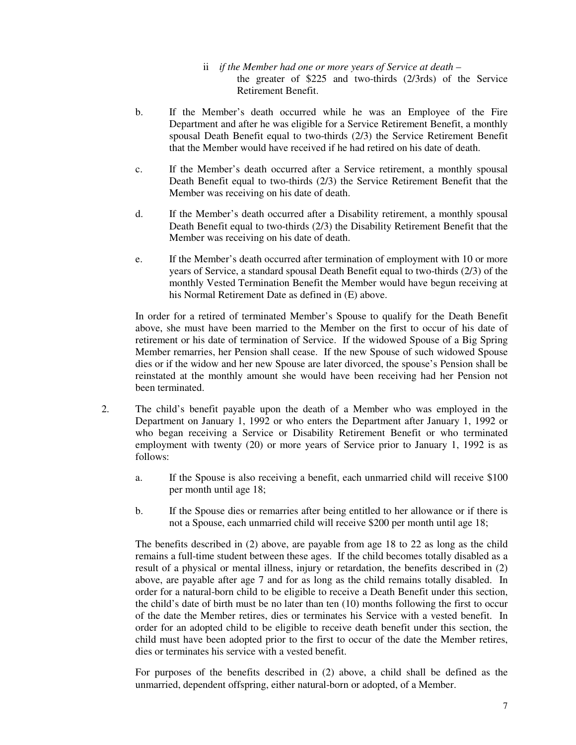ii *if the Member had one or more years of Service at death –* the greater of $225 and two-thirds (2/3rds) of the Service Retirement Benefit.

b. If the Member's death occurred while he was an Employee of the Fire Department and after he was eligible for a Service Retirement Benefit, a monthly spousal Death Benefit equal to two-thirds (2/3) the Service Retirement Benefit that the Member would have received if he had retired on his date of death.

c. If the Member's death occurred after a Service retirement, a monthly spousal Death Benefit equal to two-thirds (2/3) the Service Retirement Benefit that the Member was receiving on his date of death.

d. If the Member's death occurred after a Disability retirement, a monthly spousal Death Benefit equal to two-thirds (2/3) the Disability Retirement Benefit that the Member was receiving on his date of death.

e. If the Member's death occurred after termination of employment with 10 or more years of Service, a standard spousal Death Benefit equal to two-thirds (2/3) of the monthly Vested Termination Benefit the Member would have begun receiving at his Normal Retirement Date as defined in (E) above.

In order for a retired of terminated Member's Spouse to qualify for the Death Benefit above, she must have been married to the Member on the first to occur of his date of retirement or his date of termination of Service. If the widowed Spouse of a Big Spring Member remarries, her Pension shall cease. If the new Spouse of such widowed Spouse dies or if the widow and her new Spouse are later divorced, the spouse's Pension shall be reinstated at the monthly amount she would have been receiving had her Pension not been terminated.

2. The child's benefit payable upon the death of a Member who was employed in the Department on January 1, 1992 or who enters the Department after January 1, 1992 or who began receiving a Service or Disability Retirement Benefit or who terminated employment with twenty (20) or more years of Service prior to January 1, 1992 is as follows:

   a. If the Spouse is also receiving a benefit, each unmarried child will receive $100 per month until age 18;

   b. If the Spouse dies or remarries after being entitled to her allowance or if there is not a Spouse, each unmarried child will receive $200 per month until age 18;

   The benefits described in (2) above, are payable from age 18 to 22 as long as the child remains a full-time student between these ages. If the child becomes totally disabled as a result of a physical or mental illness, injury or retardation, the benefits described in (2) above, are payable after age 7 and for as long as the child remains totally disabled. In order for a natural-born child to be eligible to receive a Death Benefit under this section, the child's date of birth must be no later than ten (10) months following the first to occur of the date the Member retires, dies or terminates his Service with a vested benefit. In order for an adopted child to be eligible to receive death benefit under this section, the child must have been adopted prior to the first to occur of the date the Member retires, dies or terminates his service with a vested benefit.

   For purposes of the benefits described in (2) above, a child shall be defined as the unmarried, dependent offspring, either natural-born or adopted, of a Member.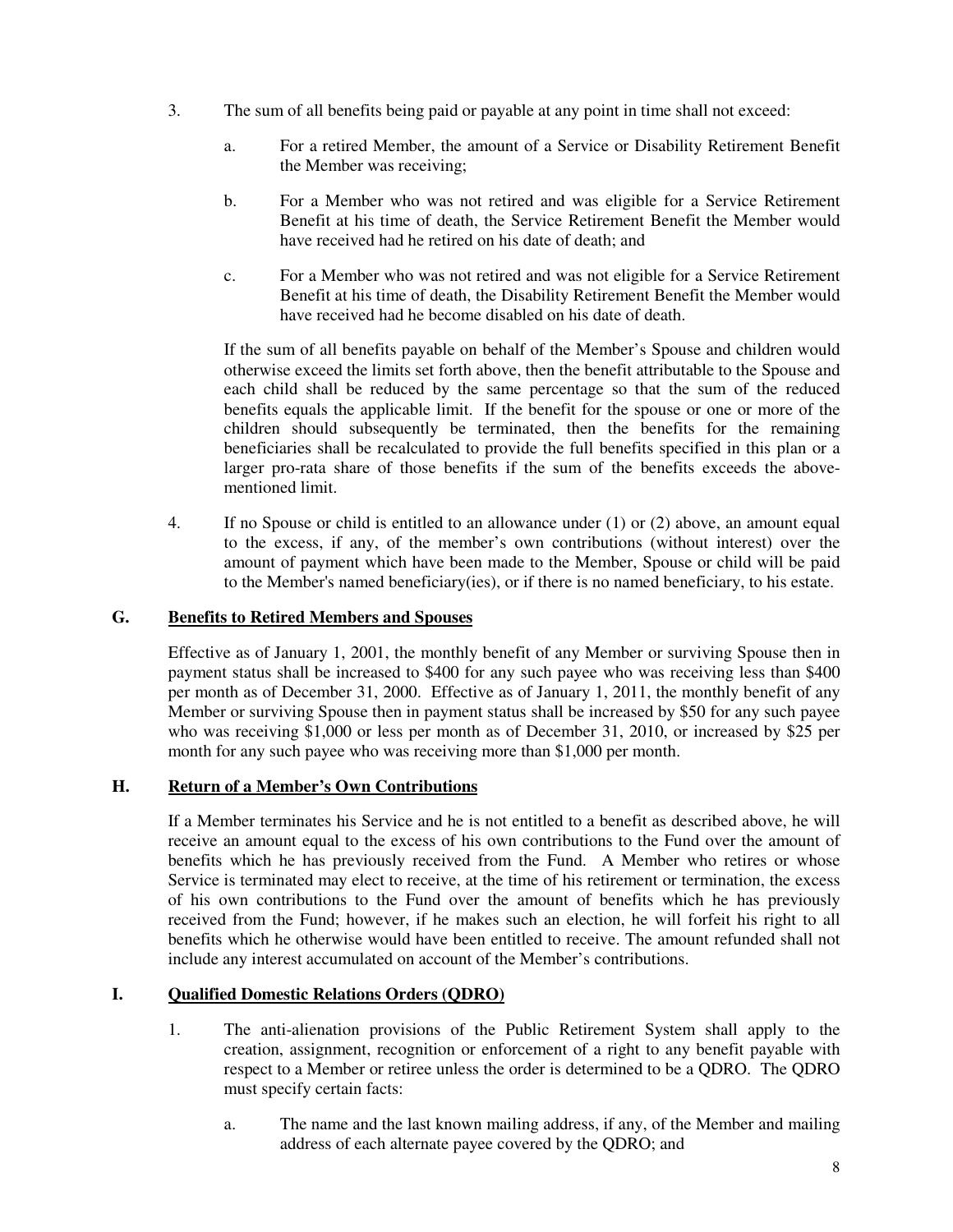3. The sum of all benefits being paid or payable at any point in time shall not exceed:

   a. For a retired Member, the amount of a Service or Disability Retirement Benefit the Member was receiving;

   b. For a Member who was not retired and was eligible for a Service Retirement Benefit at his time of death, the Service Retirement Benefit the Member would have received had he retired on his date of death; and

   c. For a Member who was not retired and was not eligible for a Service Retirement Benefit at his time of death, the Disability Retirement Benefit the Member would have received had he become disabled on his date of death.

   If the sum of all benefits payable on behalf of the Member's Spouse and children would otherwise exceed the limits set forth above, then the benefit attributable to the Spouse and each child shall be reduced by the same percentage so that the sum of the reduced benefits equals the applicable limit. If the benefit for the spouse or one or more of the children should subsequently be terminated, then the benefits for the remaining beneficiaries shall be recalculated to provide the full benefits specified in this plan or a larger pro-rata share of those benefits if the sum of the benefits exceeds the above-mentioned limit.

4. If no Spouse or child is entitled to an allowance under (1) or (2) above, an amount equal to the excess, if any, of the member's own contributions (without interest) over the amount of payment which have been made to the Member, Spouse or child will be paid to the Member's named beneficiary(ies), or if there is no named beneficiary, to his estate.

## G. Benefits to Retired Members and Spouses

Effective as of January 1, 2001, the monthly benefit of any Member or surviving Spouse then in payment status shall be increased to $400 for any such payee who was receiving less than $400 per month as of December 31, 2000. Effective as of January 1, 2011, the monthly benefit of any Member or surviving Spouse then in payment status shall be increased by $50 for any such payee who was receiving $1,000 or less per month as of December 31, 2010, or increased by $25 per month for any such payee who was receiving more than $1,000 per month.

## H. Return of a Member's Own Contributions

If a Member terminates his Service and he is not entitled to a benefit as described above, he will receive an amount equal to the excess of his own contributions to the Fund over the amount of benefits which he has previously received from the Fund. A Member who retires or whose Service is terminated may elect to receive, at the time of his retirement or termination, the excess of his own contributions to the Fund over the amount of benefits which he has previously received from the Fund; however, if he makes such an election, he will forfeit his right to all benefits which he otherwise would have been entitled to receive. The amount refunded shall not include any interest accumulated on account of the Member's contributions.

## I. Qualified Domestic Relations Orders (QDRO)

1. The anti-alienation provisions of the Public Retirement System shall apply to the creation, assignment, recognition or enforcement of a right to any benefit payable with respect to a Member or retiree unless the order is determined to be a QDRO. The QDRO must specify certain facts:

   a. The name and the last known mailing address, if any, of the Member and mailing address of each alternate payee covered by the QDRO; and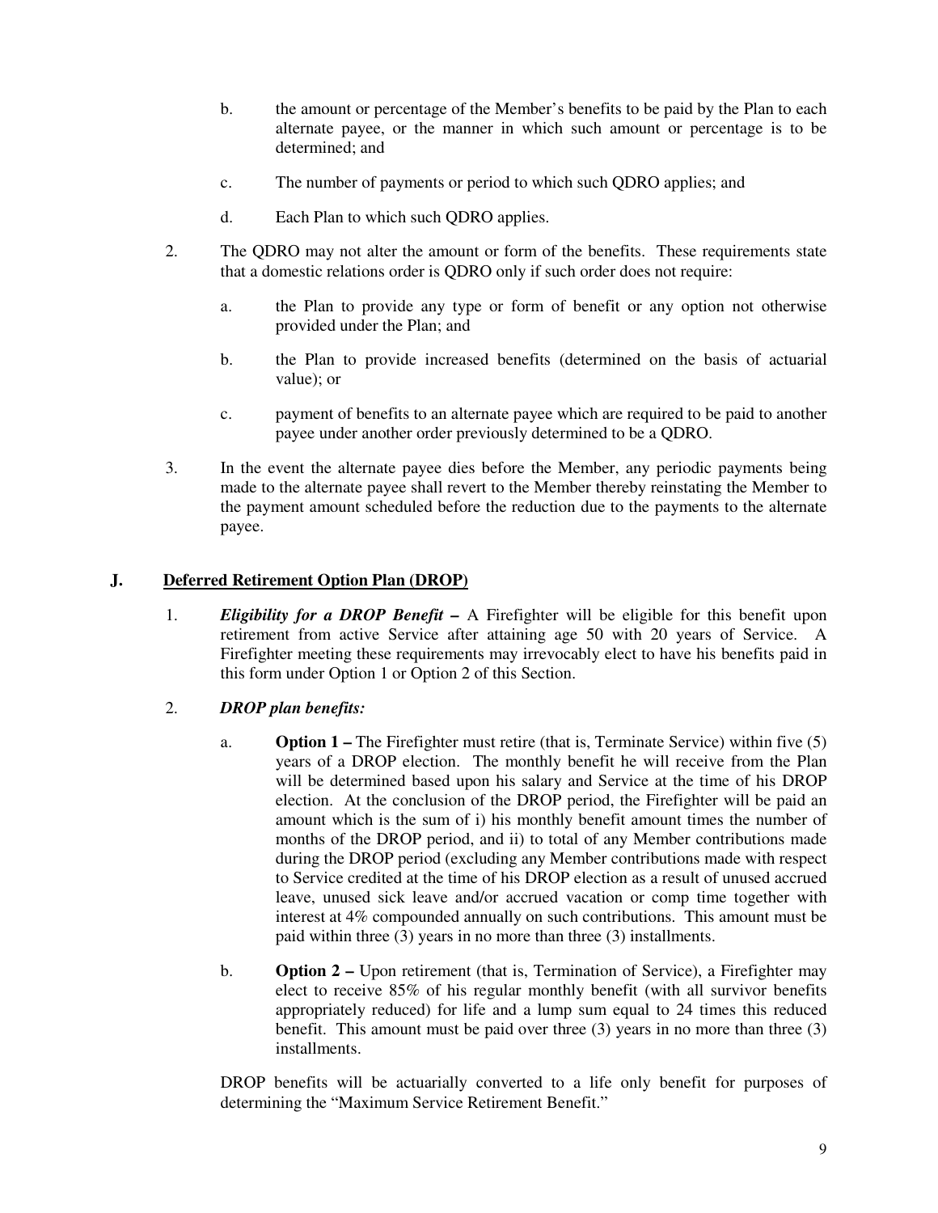b. the amount or percentage of the Member's benefits to be paid by the Plan to each alternate payee, or the manner in which such amount or percentage is to be determined; and

c. The number of payments or period to which such QDRO applies; and

d. Each Plan to which such QDRO applies.

2. The QDRO may not alter the amount or form of the benefits. These requirements state that a domestic relations order is QDRO only if such order does not require:

   a. the Plan to provide any type or form of benefit or any option not otherwise provided under the Plan; and

   b. the Plan to provide increased benefits (determined on the basis of actuarial value); or

   c. payment of benefits to an alternate payee which are required to be paid to another payee under another order previously determined to be a QDRO.

3. In the event the alternate payee dies before the Member, any periodic payments being made to the alternate payee shall revert to the Member thereby reinstating the Member to the payment amount scheduled before the reduction due to the payments to the alternate payee.

## J. Deferred Retirement Option Plan (DROP)

1. ***Eligibility for a DROP Benefit –*** A Firefighter will be eligible for this benefit upon retirement from active Service after attaining age 50 with 20 years of Service. A Firefighter meeting these requirements may irrevocably elect to have his benefits paid in this form under Option 1 or Option 2 of this Section.

2. ***DROP plan benefits:***

   a. **Option 1 –** The Firefighter must retire (that is, Terminate Service) within five (5) years of a DROP election. The monthly benefit he will receive from the Plan will be determined based upon his salary and Service at the time of his DROP election. At the conclusion of the DROP period, the Firefighter will be paid an amount which is the sum of i) his monthly benefit amount times the number of months of the DROP period, and ii) to total of any Member contributions made during the DROP period (excluding any Member contributions made with respect to Service credited at the time of his DROP election as a result of unused accrued leave, unused sick leave and/or accrued vacation or comp time together with interest at 4% compounded annually on such contributions. This amount must be paid within three (3) years in no more than three (3) installments.

   b. **Option 2 –** Upon retirement (that is, Termination of Service), a Firefighter may elect to receive 85% of his regular monthly benefit (with all survivor benefits appropriately reduced) for life and a lump sum equal to 24 times this reduced benefit. This amount must be paid over three (3) years in no more than three (3) installments.

   DROP benefits will be actuarially converted to a life only benefit for purposes of determining the "Maximum Service Retirement Benefit."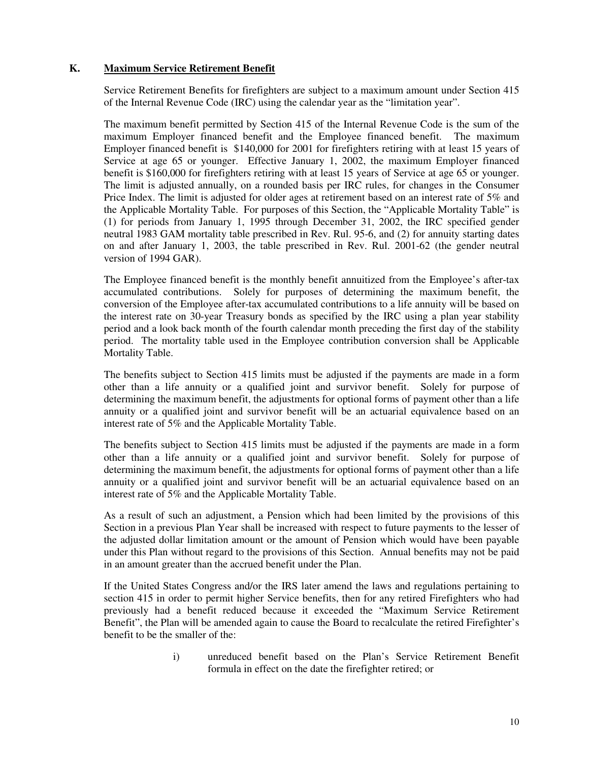## K. Maximum Service Retirement Benefit

Service Retirement Benefits for firefighters are subject to a maximum amount under Section 415 of the Internal Revenue Code (IRC) using the calendar year as the "limitation year".

The maximum benefit permitted by Section 415 of the Internal Revenue Code is the sum of the maximum Employer financed benefit and the Employee financed benefit. The maximum Employer financed benefit is $140,000 for 2001 for firefighters retiring with at least 15 years of Service at age 65 or younger. Effective January 1, 2002, the maximum Employer financed benefit is $160,000 for firefighters retiring with at least 15 years of Service at age 65 or younger. The limit is adjusted annually, on a rounded basis per IRC rules, for changes in the Consumer Price Index. The limit is adjusted for older ages at retirement based on an interest rate of 5% and the Applicable Mortality Table. For purposes of this Section, the "Applicable Mortality Table" is (1) for periods from January 1, 1995 through December 31, 2002, the IRC specified gender neutral 1983 GAM mortality table prescribed in Rev. Rul. 95-6, and (2) for annuity starting dates on and after January 1, 2003, the table prescribed in Rev. Rul. 2001-62 (the gender neutral version of 1994 GAR).

The Employee financed benefit is the monthly benefit annuitized from the Employee's after-tax accumulated contributions. Solely for purposes of determining the maximum benefit, the conversion of the Employee after-tax accumulated contributions to a life annuity will be based on the interest rate on 30-year Treasury bonds as specified by the IRC using a plan year stability period and a look back month of the fourth calendar month preceding the first day of the stability period. The mortality table used in the Employee contribution conversion shall be Applicable Mortality Table.

The benefits subject to Section 415 limits must be adjusted if the payments are made in a form other than a life annuity or a qualified joint and survivor benefit. Solely for purpose of determining the maximum benefit, the adjustments for optional forms of payment other than a life annuity or a qualified joint and survivor benefit will be an actuarial equivalence based on an interest rate of 5% and the Applicable Mortality Table.

The benefits subject to Section 415 limits must be adjusted if the payments are made in a form other than a life annuity or a qualified joint and survivor benefit. Solely for purpose of determining the maximum benefit, the adjustments for optional forms of payment other than a life annuity or a qualified joint and survivor benefit will be an actuarial equivalence based on an interest rate of 5% and the Applicable Mortality Table.

As a result of such an adjustment, a Pension which had been limited by the provisions of this Section in a previous Plan Year shall be increased with respect to future payments to the lesser of the adjusted dollar limitation amount or the amount of Pension which would have been payable under this Plan without regard to the provisions of this Section. Annual benefits may not be paid in an amount greater than the accrued benefit under the Plan.

If the United States Congress and/or the IRS later amend the laws and regulations pertaining to section 415 in order to permit higher Service benefits, then for any retired Firefighters who had previously had a benefit reduced because it exceeded the "Maximum Service Retirement Benefit", the Plan will be amended again to cause the Board to recalculate the retired Firefighter's benefit to be the smaller of the:

i) unreduced benefit based on the Plan's Service Retirement Benefit formula in effect on the date the firefighter retired; or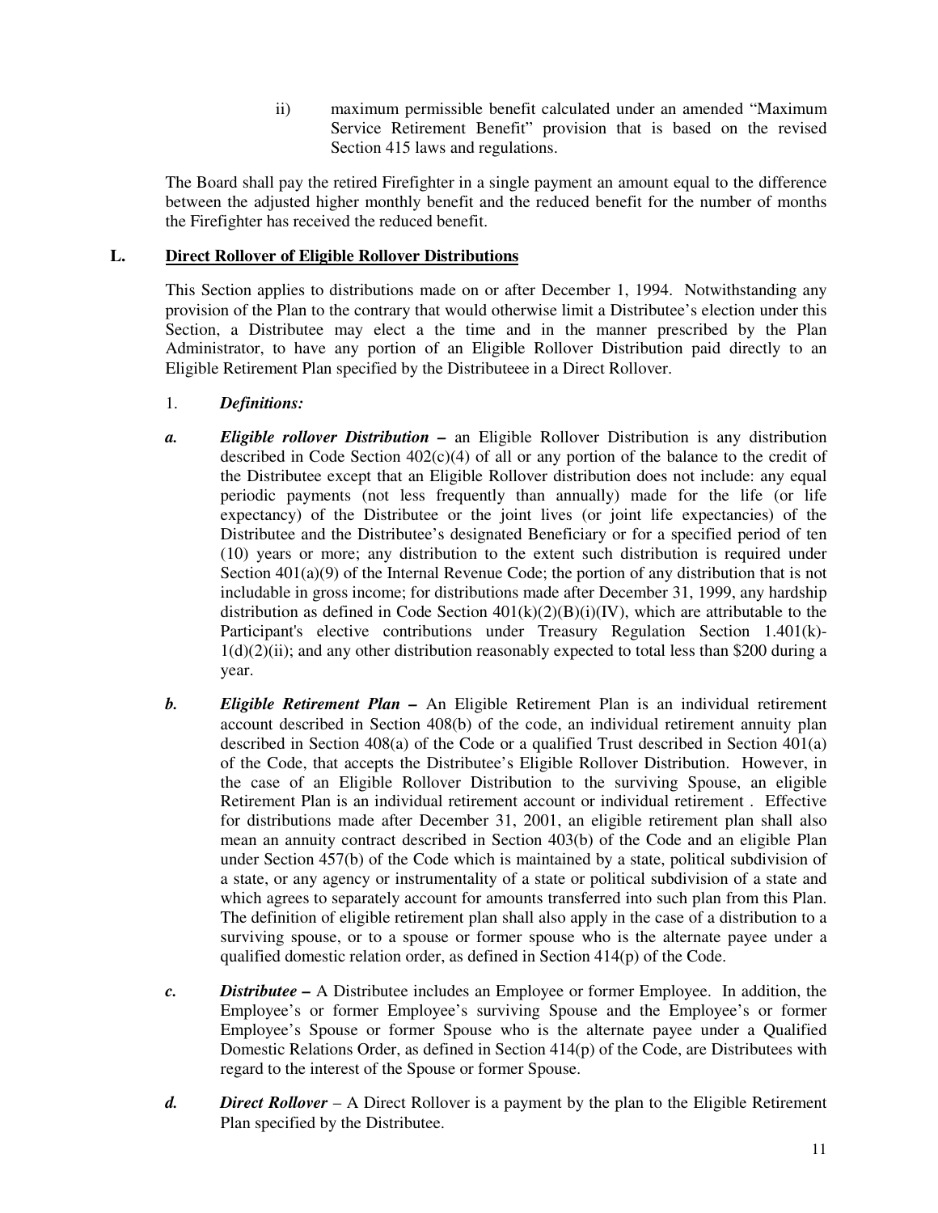ii) maximum permissible benefit calculated under an amended "Maximum Service Retirement Benefit" provision that is based on the revised Section 415 laws and regulations.

The Board shall pay the retired Firefighter in a single payment an amount equal to the difference between the adjusted higher monthly benefit and the reduced benefit for the number of months the Firefighter has received the reduced benefit.

**L. <u>Direct Rollover of Eligible Rollover Distributions</u>**

This Section applies to distributions made on or after December 1, 1994. Notwithstanding any provision of the Plan to the contrary that would otherwise limit a Distributee's election under this Section, a Distributee may elect a the time and in the manner prescribed by the Plan Administrator, to have any portion of an Eligible Rollover Distribution paid directly to an Eligible Retirement Plan specified by the Distributeee in a Direct Rollover.

1. ***Definitions:***

***a. Eligible rollover Distribution –*** an Eligible Rollover Distribution is any distribution described in Code Section 402(c)(4) of all or any portion of the balance to the credit of the Distributee except that an Eligible Rollover distribution does not include: any equal periodic payments (not less frequently than annually) made for the life (or life expectancy) of the Distributee or the joint lives (or joint life expectancies) of the Distributee and the Distributee's designated Beneficiary or for a specified period of ten (10) years or more; any distribution to the extent such distribution is required under Section 401(a)(9) of the Internal Revenue Code; the portion of any distribution that is not includable in gross income; for distributions made after December 31, 1999, any hardship distribution as defined in Code Section 401(k)(2)(B)(i)(IV), which are attributable to the Participant's elective contributions under Treasury Regulation Section 1.401(k)-1(d)(2)(ii); and any other distribution reasonably expected to total less than $200 during a year.

***b. Eligible Retirement Plan –*** An Eligible Retirement Plan is an individual retirement account described in Section 408(b) of the code, an individual retirement annuity plan described in Section 408(a) of the Code or a qualified Trust described in Section 401(a) of the Code, that accepts the Distributee's Eligible Rollover Distribution. However, in the case of an Eligible Rollover Distribution to the surviving Spouse, an eligible Retirement Plan is an individual retirement account or individual retirement . Effective for distributions made after December 31, 2001, an eligible retirement plan shall also mean an annuity contract described in Section 403(b) of the Code and an eligible Plan under Section 457(b) of the Code which is maintained by a state, political subdivision of a state, or any agency or instrumentality of a state or political subdivision of a state and which agrees to separately account for amounts transferred into such plan from this Plan. The definition of eligible retirement plan shall also apply in the case of a distribution to a surviving spouse, or to a spouse or former spouse who is the alternate payee under a qualified domestic relation order, as defined in Section 414(p) of the Code.

***c. Distributee –*** A Distributee includes an Employee or former Employee. In addition, the Employee's or former Employee's surviving Spouse and the Employee's or former Employee's Spouse or former Spouse who is the alternate payee under a Qualified Domestic Relations Order, as defined in Section 414(p) of the Code, are Distributees with regard to the interest of the Spouse or former Spouse.

***d. Direct Rollover*** – A Direct Rollover is a payment by the plan to the Eligible Retirement Plan specified by the Distributee.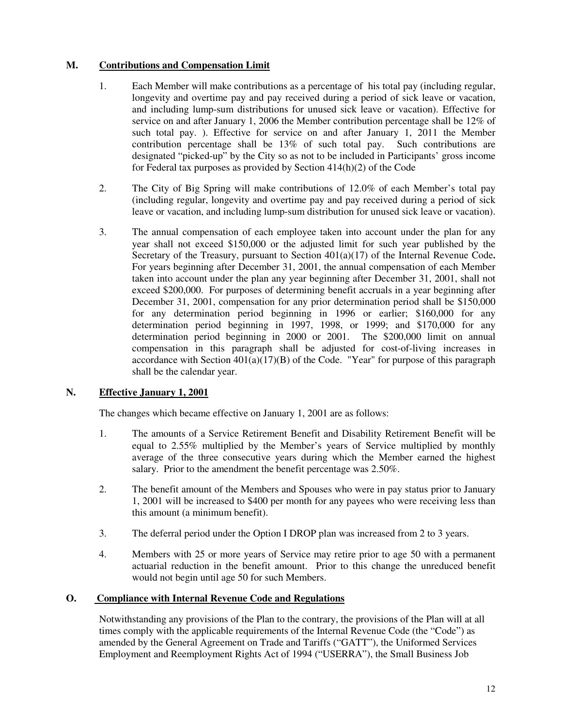## M. Contributions and Compensation Limit

1. Each Member will make contributions as a percentage of his total pay (including regular, longevity and overtime pay and pay received during a period of sick leave or vacation, and including lump-sum distributions for unused sick leave or vacation). Effective for service on and after January 1, 2006 the Member contribution percentage shall be 12% of such total pay. ). Effective for service on and after January 1, 2011 the Member contribution percentage shall be 13% of such total pay. Such contributions are designated "picked-up" by the City so as not to be included in Participants' gross income for Federal tax purposes as provided by Section 414(h)(2) of the Code

2. The City of Big Spring will make contributions of 12.0% of each Member's total pay (including regular, longevity and overtime pay and pay received during a period of sick leave or vacation, and including lump-sum distribution for unused sick leave or vacation).

3. The annual compensation of each employee taken into account under the plan for any year shall not exceed $150,000 or the adjusted limit for such year published by the Secretary of the Treasury, pursuant to Section 401(a)(17) of the Internal Revenue Code**.** For years beginning after December 31, 2001, the annual compensation of each Member taken into account under the plan any year beginning after December 31, 2001, shall not exceed $200,000. For purposes of determining benefit accruals in a year beginning after December 31, 2001, compensation for any prior determination period shall be $150,000 for any determination period beginning in 1996 or earlier; $160,000 for any determination period beginning in 1997, 1998, or 1999; and $170,000 for any determination period beginning in 2000 or 2001. The $200,000 limit on annual compensation in this paragraph shall be adjusted for cost-of-living increases in accordance with Section 401(a)(17)(B) of the Code. "Year" for purpose of this paragraph shall be the calendar year.

## N. Effective January 1, 2001

The changes which became effective on January 1, 2001 are as follows:

1. The amounts of a Service Retirement Benefit and Disability Retirement Benefit will be equal to 2.55% multiplied by the Member's years of Service multiplied by monthly average of the three consecutive years during which the Member earned the highest salary. Prior to the amendment the benefit percentage was 2.50%.

2. The benefit amount of the Members and Spouses who were in pay status prior to January 1, 2001 will be increased to $400 per month for any payees who were receiving less than this amount (a minimum benefit).

3. The deferral period under the Option I DROP plan was increased from 2 to 3 years.

4. Members with 25 or more years of Service may retire prior to age 50 with a permanent actuarial reduction in the benefit amount. Prior to this change the unreduced benefit would not begin until age 50 for such Members.

## O. Compliance with Internal Revenue Code and Regulations

Notwithstanding any provisions of the Plan to the contrary, the provisions of the Plan will at all times comply with the applicable requirements of the Internal Revenue Code (the "Code") as amended by the General Agreement on Trade and Tariffs ("GATT"), the Uniformed Services Employment and Reemployment Rights Act of 1994 ("USERRA"), the Small Business Job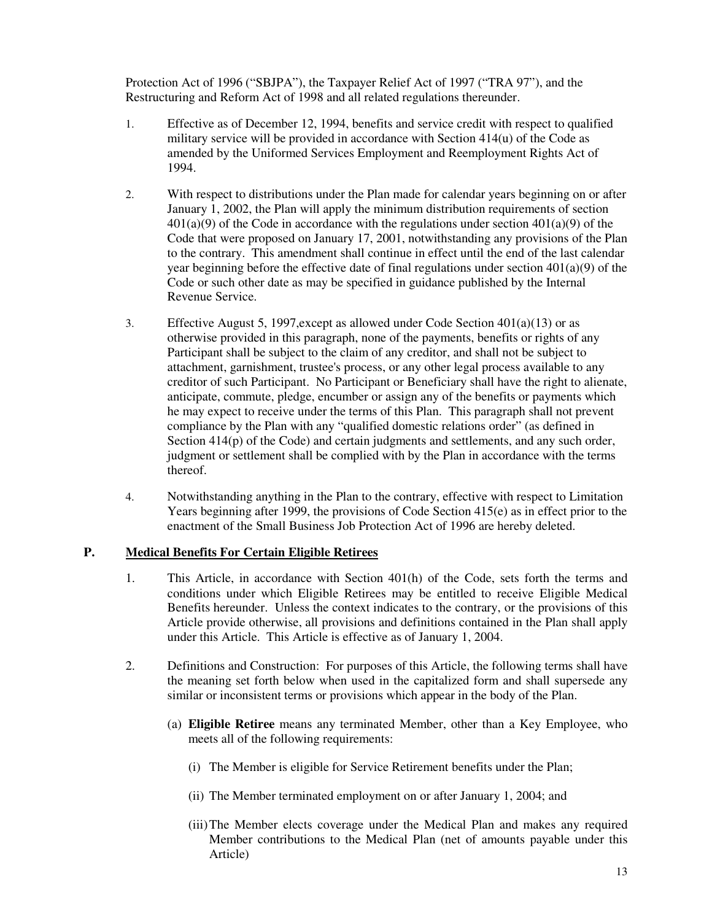Protection Act of 1996 ("SBJPA"), the Taxpayer Relief Act of 1997 ("TRA 97"), and the Restructuring and Reform Act of 1998 and all related regulations thereunder.

1. Effective as of December 12, 1994, benefits and service credit with respect to qualified military service will be provided in accordance with Section 414(u) of the Code as amended by the Uniformed Services Employment and Reemployment Rights Act of 1994.

2. With respect to distributions under the Plan made for calendar years beginning on or after January 1, 2002, the Plan will apply the minimum distribution requirements of section 401(a)(9) of the Code in accordance with the regulations under section 401(a)(9) of the Code that were proposed on January 17, 2001, notwithstanding any provisions of the Plan to the contrary. This amendment shall continue in effect until the end of the last calendar year beginning before the effective date of final regulations under section 401(a)(9) of the Code or such other date as may be specified in guidance published by the Internal Revenue Service.

3. Effective August 5, 1997,except as allowed under Code Section 401(a)(13) or as otherwise provided in this paragraph, none of the payments, benefits or rights of any Participant shall be subject to the claim of any creditor, and shall not be subject to attachment, garnishment, trustee's process, or any other legal process available to any creditor of such Participant. No Participant or Beneficiary shall have the right to alienate, anticipate, commute, pledge, encumber or assign any of the benefits or payments which he may expect to receive under the terms of this Plan. This paragraph shall not prevent compliance by the Plan with any "qualified domestic relations order" (as defined in Section 414(p) of the Code) and certain judgments and settlements, and any such order, judgment or settlement shall be complied with by the Plan in accordance with the terms thereof.

4. Notwithstanding anything in the Plan to the contrary, effective with respect to Limitation Years beginning after 1999, the provisions of Code Section 415(e) as in effect prior to the enactment of the Small Business Job Protection Act of 1996 are hereby deleted.

## P. Medical Benefits For Certain Eligible Retirees

1. This Article, in accordance with Section 401(h) of the Code, sets forth the terms and conditions under which Eligible Retirees may be entitled to receive Eligible Medical Benefits hereunder. Unless the context indicates to the contrary, or the provisions of this Article provide otherwise, all provisions and definitions contained in the Plan shall apply under this Article. This Article is effective as of January 1, 2004.

2. Definitions and Construction: For purposes of this Article, the following terms shall have the meaning set forth below when used in the capitalized form and shall supersede any similar or inconsistent terms or provisions which appear in the body of the Plan.

   (a) **Eligible Retiree** means any terminated Member, other than a Key Employee, who meets all of the following requirements:

      (i) The Member is eligible for Service Retirement benefits under the Plan;

      (ii) The Member terminated employment on or after January 1, 2004; and

      (iii) The Member elects coverage under the Medical Plan and makes any required Member contributions to the Medical Plan (net of amounts payable under this Article)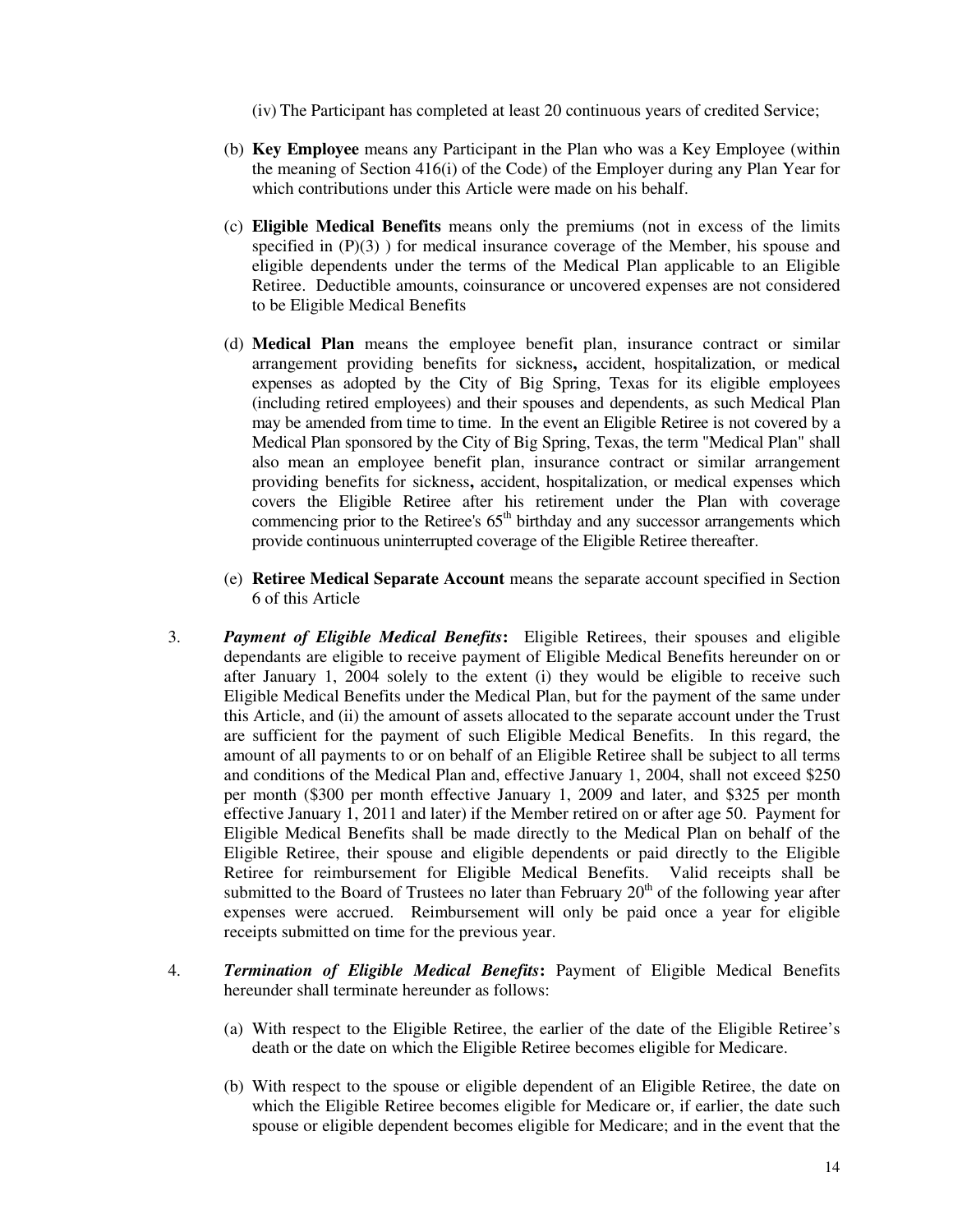(iv) The Participant has completed at least 20 continuous years of credited Service;

(b) **Key Employee** means any Participant in the Plan who was a Key Employee (within the meaning of Section 416(i) of the Code) of the Employer during any Plan Year for which contributions under this Article were made on his behalf.

(c) **Eligible Medical Benefits** means only the premiums (not in excess of the limits specified in (P)(3) ) for medical insurance coverage of the Member, his spouse and eligible dependents under the terms of the Medical Plan applicable to an Eligible Retiree. Deductible amounts, coinsurance or uncovered expenses are not considered to be Eligible Medical Benefits

(d) **Medical Plan** means the employee benefit plan, insurance contract or similar arrangement providing benefits for sickness**,** accident, hospitalization, or medical expenses as adopted by the City of Big Spring, Texas for its eligible employees (including retired employees) and their spouses and dependents, as such Medical Plan may be amended from time to time. In the event an Eligible Retiree is not covered by a Medical Plan sponsored by the City of Big Spring, Texas, the term "Medical Plan" shall also mean an employee benefit plan, insurance contract or similar arrangement providing benefits for sickness**,** accident, hospitalization, or medical expenses which covers the Eligible Retiree after his retirement under the Plan with coverage commencing prior to the Retiree's 65th birthday and any successor arrangements which provide continuous uninterrupted coverage of the Eligible Retiree thereafter.

(e) **Retiree Medical Separate Account** means the separate account specified in Section 6 of this Article

3. ***Payment of Eligible Medical Benefits*:** Eligible Retirees, their spouses and eligible dependants are eligible to receive payment of Eligible Medical Benefits hereunder on or after January 1, 2004 solely to the extent (i) they would be eligible to receive such Eligible Medical Benefits under the Medical Plan, but for the payment of the same under this Article, and (ii) the amount of assets allocated to the separate account under the Trust are sufficient for the payment of such Eligible Medical Benefits. In this regard, the amount of all payments to or on behalf of an Eligible Retiree shall be subject to all terms and conditions of the Medical Plan and, effective January 1, 2004, shall not exceed $250 per month ($300 per month effective January 1, 2009 and later, and $325 per month effective January 1, 2011 and later) if the Member retired on or after age 50. Payment for Eligible Medical Benefits shall be made directly to the Medical Plan on behalf of the Eligible Retiree, their spouse and eligible dependents or paid directly to the Eligible Retiree for reimbursement for Eligible Medical Benefits. Valid receipts shall be submitted to the Board of Trustees no later than February 20th of the following year after expenses were accrued. Reimbursement will only be paid once a year for eligible receipts submitted on time for the previous year.

4. ***Termination of Eligible Medical Benefits*:** Payment of Eligible Medical Benefits hereunder shall terminate hereunder as follows:

   (a) With respect to the Eligible Retiree, the earlier of the date of the Eligible Retiree's death or the date on which the Eligible Retiree becomes eligible for Medicare.

   (b) With respect to the spouse or eligible dependent of an Eligible Retiree, the date on which the Eligible Retiree becomes eligible for Medicare or, if earlier, the date such spouse or eligible dependent becomes eligible for Medicare; and in the event that the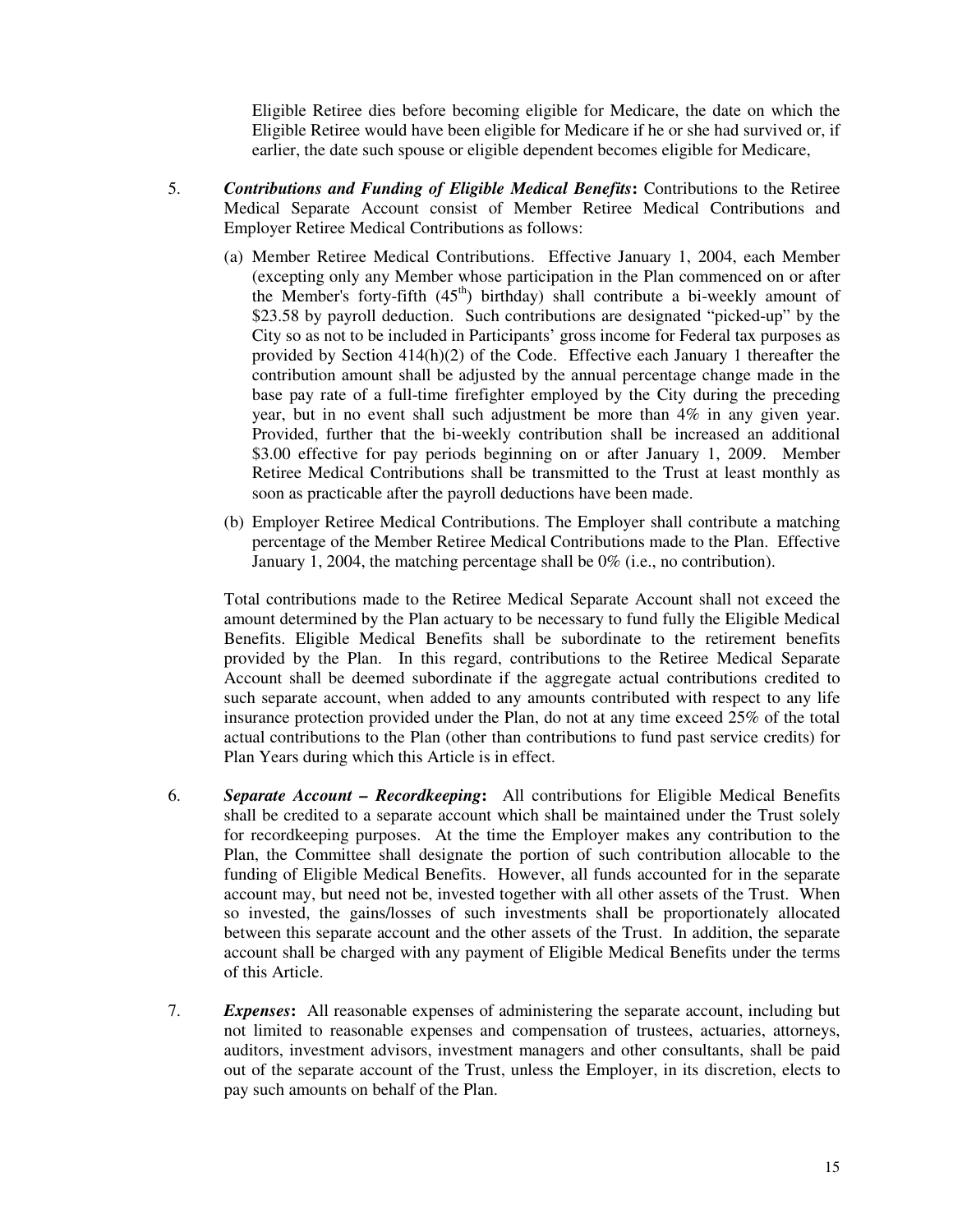Eligible Retiree dies before becoming eligible for Medicare, the date on which the Eligible Retiree would have been eligible for Medicare if he or she had survived or, if earlier, the date such spouse or eligible dependent becomes eligible for Medicare,

5. ***Contributions and Funding of Eligible Medical Benefits*:** Contributions to the Retiree Medical Separate Account consist of Member Retiree Medical Contributions and Employer Retiree Medical Contributions as follows:

   (a) Member Retiree Medical Contributions. Effective January 1, 2004, each Member (excepting only any Member whose participation in the Plan commenced on or after the Member's forty-fifth (45th) birthday) shall contribute a bi-weekly amount of $23.58 by payroll deduction. Such contributions are designated "picked-up" by the City so as not to be included in Participants' gross income for Federal tax purposes as provided by Section 414(h)(2) of the Code. Effective each January 1 thereafter the contribution amount shall be adjusted by the annual percentage change made in the base pay rate of a full-time firefighter employed by the City during the preceding year, but in no event shall such adjustment be more than 4% in any given year. Provided, further that the bi-weekly contribution shall be increased an additional $3.00 effective for pay periods beginning on or after January 1, 2009. Member Retiree Medical Contributions shall be transmitted to the Trust at least monthly as soon as practicable after the payroll deductions have been made.

   (b) Employer Retiree Medical Contributions. The Employer shall contribute a matching percentage of the Member Retiree Medical Contributions made to the Plan. Effective January 1, 2004, the matching percentage shall be 0% (i.e., no contribution).

   Total contributions made to the Retiree Medical Separate Account shall not exceed the amount determined by the Plan actuary to be necessary to fund fully the Eligible Medical Benefits. Eligible Medical Benefits shall be subordinate to the retirement benefits provided by the Plan. In this regard, contributions to the Retiree Medical Separate Account shall be deemed subordinate if the aggregate actual contributions credited to such separate account, when added to any amounts contributed with respect to any life insurance protection provided under the Plan, do not at any time exceed 25% of the total actual contributions to the Plan (other than contributions to fund past service credits) for Plan Years during which this Article is in effect.

6. ***Separate Account – Recordkeeping*:** All contributions for Eligible Medical Benefits shall be credited to a separate account which shall be maintained under the Trust solely for recordkeeping purposes. At the time the Employer makes any contribution to the Plan, the Committee shall designate the portion of such contribution allocable to the funding of Eligible Medical Benefits. However, all funds accounted for in the separate account may, but need not be, invested together with all other assets of the Trust. When so invested, the gains/losses of such investments shall be proportionately allocated between this separate account and the other assets of the Trust. In addition, the separate account shall be charged with any payment of Eligible Medical Benefits under the terms of this Article.

7. ***Expenses*:** All reasonable expenses of administering the separate account, including but not limited to reasonable expenses and compensation of trustees, actuaries, attorneys, auditors, investment advisors, investment managers and other consultants, shall be paid out of the separate account of the Trust, unless the Employer, in its discretion, elects to pay such amounts on behalf of the Plan.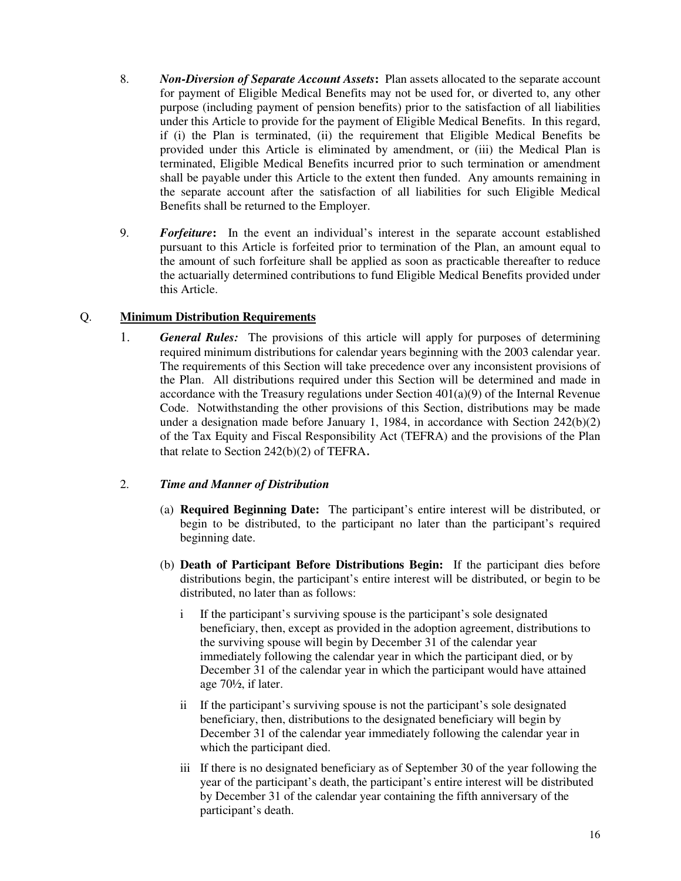8. ***Non-Diversion of Separate Account Assets*:** Plan assets allocated to the separate account for payment of Eligible Medical Benefits may not be used for, or diverted to, any other purpose (including payment of pension benefits) prior to the satisfaction of all liabilities under this Article to provide for the payment of Eligible Medical Benefits. In this regard, if (i) the Plan is terminated, (ii) the requirement that Eligible Medical Benefits be provided under this Article is eliminated by amendment, or (iii) the Medical Plan is terminated, Eligible Medical Benefits incurred prior to such termination or amendment shall be payable under this Article to the extent then funded. Any amounts remaining in the separate account after the satisfaction of all liabilities for such Eligible Medical Benefits shall be returned to the Employer.

9. ***Forfeiture*:** In the event an individual's interest in the separate account established pursuant to this Article is forfeited prior to termination of the Plan, an amount equal to the amount of such forfeiture shall be applied as soon as practicable thereafter to reduce the actuarially determined contributions to fund Eligible Medical Benefits provided under this Article.

## Q. <u>Minimum Distribution Requirements</u>

1. ***General Rules:*** The provisions of this article will apply for purposes of determining required minimum distributions for calendar years beginning with the 2003 calendar year. The requirements of this Section will take precedence over any inconsistent provisions of the Plan. All distributions required under this Section will be determined and made in accordance with the Treasury regulations under Section 401(a)(9) of the Internal Revenue Code. Notwithstanding the other provisions of this Section, distributions may be made under a designation made before January 1, 1984, in accordance with Section 242(b)(2) of the Tax Equity and Fiscal Responsibility Act (TEFRA) and the provisions of the Plan that relate to Section 242(b)(2) of TEFRA.

2. ***Time and Manner of Distribution***

   (a) **Required Beginning Date:** The participant's entire interest will be distributed, or begin to be distributed, to the participant no later than the participant's required beginning date.

   (b) **Death of Participant Before Distributions Begin:** If the participant dies before distributions begin, the participant's entire interest will be distributed, or begin to be distributed, no later than as follows:

      i If the participant's surviving spouse is the participant's sole designated beneficiary, then, except as provided in the adoption agreement, distributions to the surviving spouse will begin by December 31 of the calendar year immediately following the calendar year in which the participant died, or by December 31 of the calendar year in which the participant would have attained age 70½, if later.

      ii If the participant's surviving spouse is not the participant's sole designated beneficiary, then, distributions to the designated beneficiary will begin by December 31 of the calendar year immediately following the calendar year in which the participant died.

      iii If there is no designated beneficiary as of September 30 of the year following the year of the participant's death, the participant's entire interest will be distributed by December 31 of the calendar year containing the fifth anniversary of the participant's death.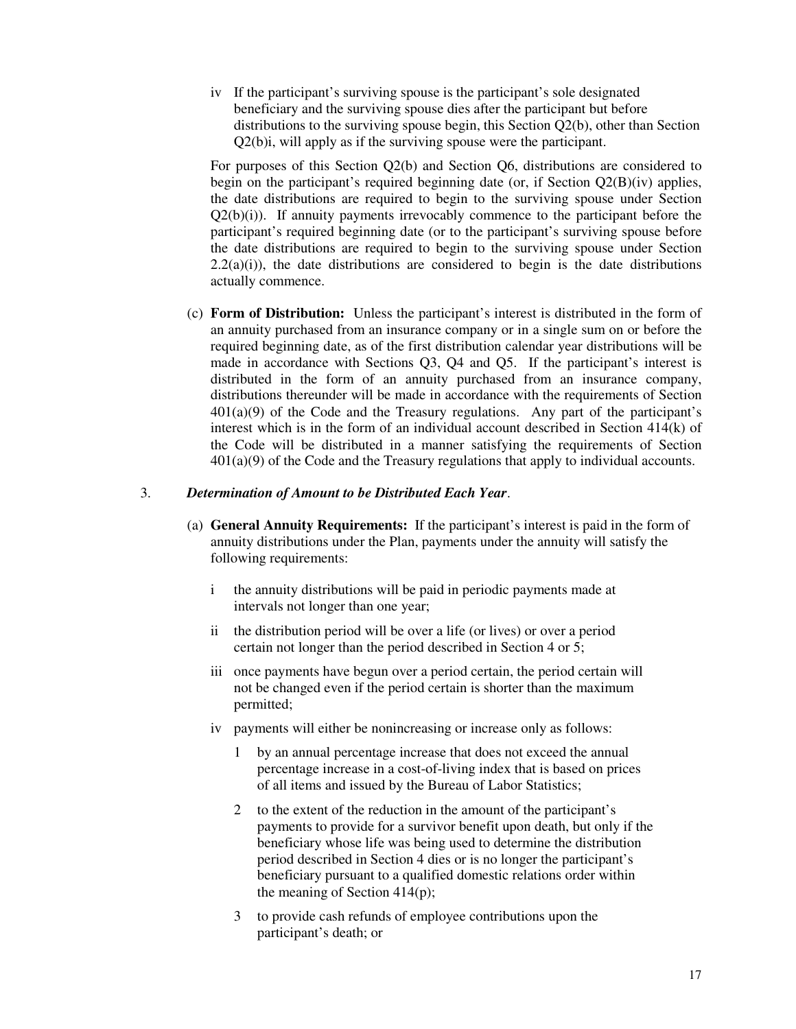iv If the participant's surviving spouse is the participant's sole designated beneficiary and the surviving spouse dies after the participant but before distributions to the surviving spouse begin, this Section Q2(b), other than Section Q2(b)i, will apply as if the surviving spouse were the participant.

For purposes of this Section Q2(b) and Section Q6, distributions are considered to begin on the participant's required beginning date (or, if Section Q2(B)(iv) applies, the date distributions are required to begin to the surviving spouse under Section Q2(b)(i)). If annuity payments irrevocably commence to the participant before the participant's required beginning date (or to the participant's surviving spouse before the date distributions are required to begin to the surviving spouse under Section 2.2(a)(i)), the date distributions are considered to begin is the date distributions actually commence.

(c) **Form of Distribution:** Unless the participant's interest is distributed in the form of an annuity purchased from an insurance company or in a single sum on or before the required beginning date, as of the first distribution calendar year distributions will be made in accordance with Sections Q3, Q4 and Q5. If the participant's interest is distributed in the form of an annuity purchased from an insurance company, distributions thereunder will be made in accordance with the requirements of Section 401(a)(9) of the Code and the Treasury regulations. Any part of the participant's interest which is in the form of an individual account described in Section 414(k) of the Code will be distributed in a manner satisfying the requirements of Section 401(a)(9) of the Code and the Treasury regulations that apply to individual accounts.

3. ***Determination of Amount to be Distributed Each Year***.

(a) **General Annuity Requirements:** If the participant's interest is paid in the form of annuity distributions under the Plan, payments under the annuity will satisfy the following requirements:

i the annuity distributions will be paid in periodic payments made at intervals not longer than one year;

ii the distribution period will be over a life (or lives) or over a period certain not longer than the period described in Section 4 or 5;

iii once payments have begun over a period certain, the period certain will not be changed even if the period certain is shorter than the maximum permitted;

iv payments will either be nonincreasing or increase only as follows:

1 by an annual percentage increase that does not exceed the annual percentage increase in a cost-of-living index that is based on prices of all items and issued by the Bureau of Labor Statistics;

2 to the extent of the reduction in the amount of the participant's payments to provide for a survivor benefit upon death, but only if the beneficiary whose life was being used to determine the distribution period described in Section 4 dies or is no longer the participant's beneficiary pursuant to a qualified domestic relations order within the meaning of Section 414(p);

3 to provide cash refunds of employee contributions upon the participant's death; or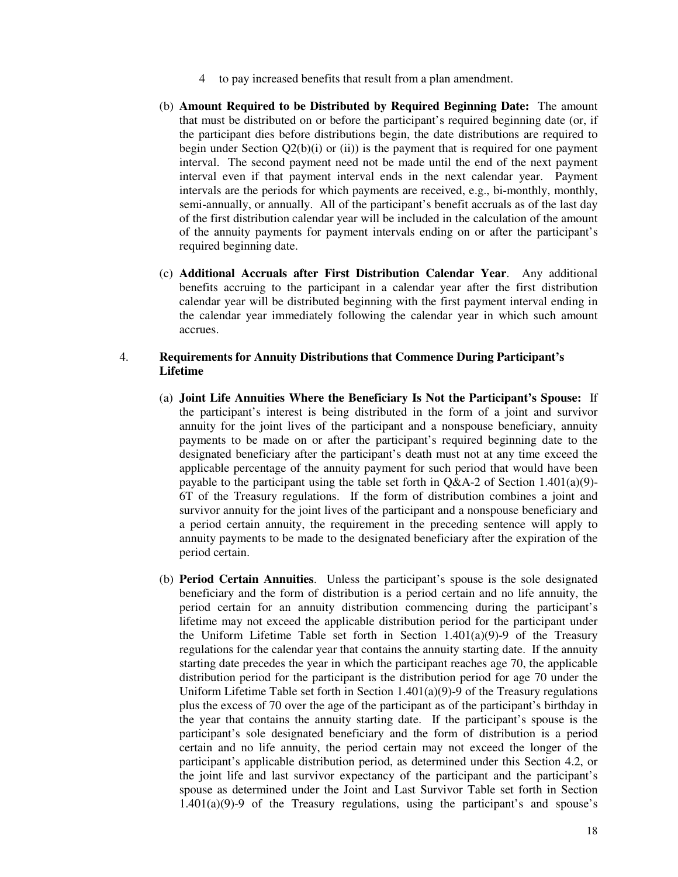4 to pay increased benefits that result from a plan amendment.

(b) **Amount Required to be Distributed by Required Beginning Date:** The amount that must be distributed on or before the participant's required beginning date (or, if the participant dies before distributions begin, the date distributions are required to begin under Section Q2(b)(i) or (ii)) is the payment that is required for one payment interval. The second payment need not be made until the end of the next payment interval even if that payment interval ends in the next calendar year. Payment intervals are the periods for which payments are received, e.g., bi-monthly, monthly, semi-annually, or annually. All of the participant's benefit accruals as of the last day of the first distribution calendar year will be included in the calculation of the amount of the annuity payments for payment intervals ending on or after the participant's required beginning date.

(c) **Additional Accruals after First Distribution Calendar Year**. Any additional benefits accruing to the participant in a calendar year after the first distribution calendar year will be distributed beginning with the first payment interval ending in the calendar year immediately following the calendar year in which such amount accrues.

4. **Requirements for Annuity Distributions that Commence During Participant's Lifetime**

(a) **Joint Life Annuities Where the Beneficiary Is Not the Participant's Spouse:** If the participant's interest is being distributed in the form of a joint and survivor annuity for the joint lives of the participant and a nonspouse beneficiary, annuity payments to be made on or after the participant's required beginning date to the designated beneficiary after the participant's death must not at any time exceed the applicable percentage of the annuity payment for such period that would have been payable to the participant using the table set forth in Q&A-2 of Section 1.401(a)(9)-6T of the Treasury regulations. If the form of distribution combines a joint and survivor annuity for the joint lives of the participant and a nonspouse beneficiary and a period certain annuity, the requirement in the preceding sentence will apply to annuity payments to be made to the designated beneficiary after the expiration of the period certain.

(b) **Period Certain Annuities**. Unless the participant's spouse is the sole designated beneficiary and the form of distribution is a period certain and no life annuity, the period certain for an annuity distribution commencing during the participant's lifetime may not exceed the applicable distribution period for the participant under the Uniform Lifetime Table set forth in Section 1.401(a)(9)-9 of the Treasury regulations for the calendar year that contains the annuity starting date. If the annuity starting date precedes the year in which the participant reaches age 70, the applicable distribution period for the participant is the distribution period for age 70 under the Uniform Lifetime Table set forth in Section 1.401(a)(9)-9 of the Treasury regulations plus the excess of 70 over the age of the participant as of the participant's birthday in the year that contains the annuity starting date. If the participant's spouse is the participant's sole designated beneficiary and the form of distribution is a period certain and no life annuity, the period certain may not exceed the longer of the participant's applicable distribution period, as determined under this Section 4.2, or the joint life and last survivor expectancy of the participant and the participant's spouse as determined under the Joint and Last Survivor Table set forth in Section 1.401(a)(9)-9 of the Treasury regulations, using the participant's and spouse's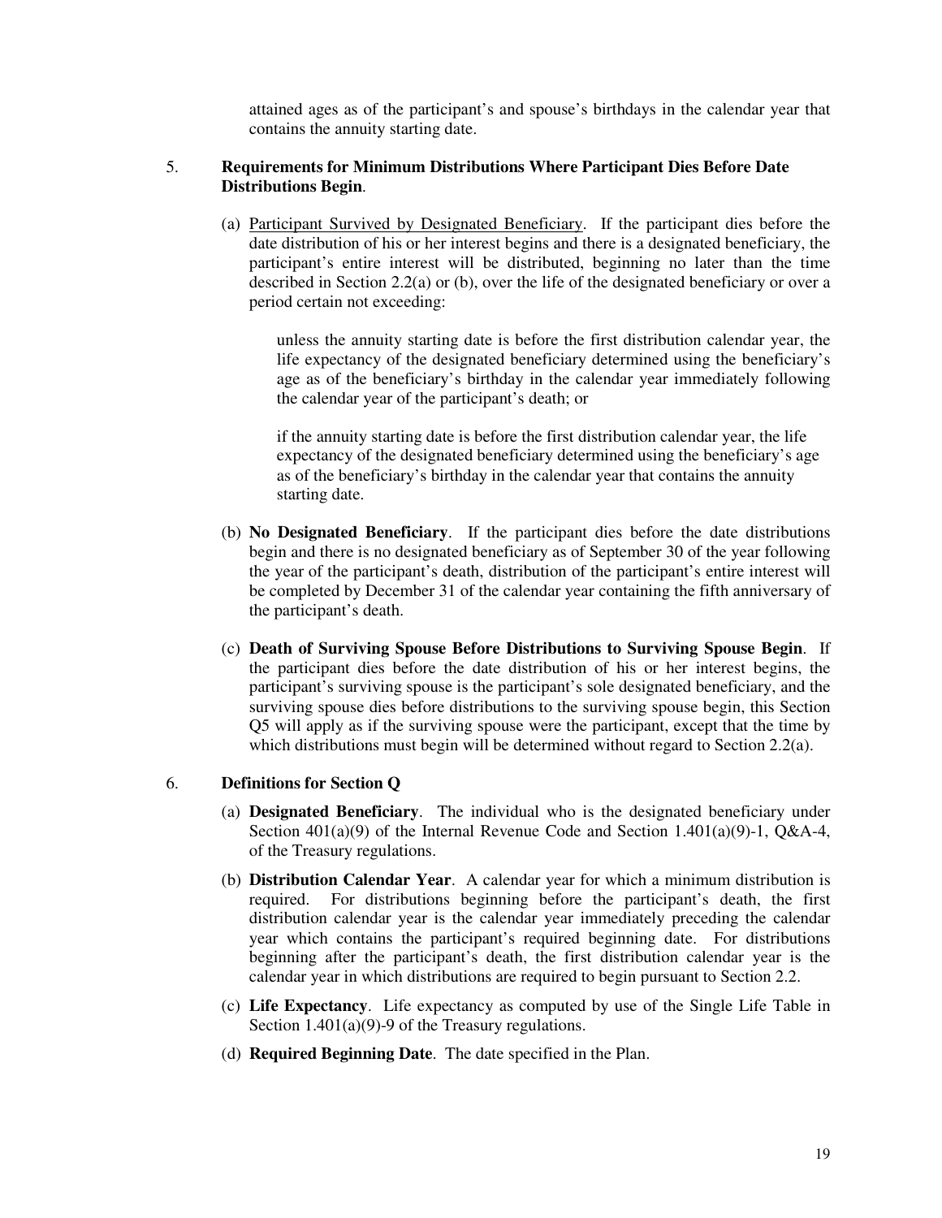attained ages as of the participant's and spouse's birthdays in the calendar year that contains the annuity starting date.

5. **Requirements for Minimum Distributions Where Participant Dies Before Date Distributions Begin**.

(a) Participant Survived by Designated Beneficiary. If the participant dies before the date distribution of his or her interest begins and there is a designated beneficiary, the participant's entire interest will be distributed, beginning no later than the time described in Section 2.2(a) or (b), over the life of the designated beneficiary or over a period certain not exceeding:

unless the annuity starting date is before the first distribution calendar year, the life expectancy of the designated beneficiary determined using the beneficiary's age as of the beneficiary's birthday in the calendar year immediately following the calendar year of the participant's death; or

if the annuity starting date is before the first distribution calendar year, the life expectancy of the designated beneficiary determined using the beneficiary's age as of the beneficiary's birthday in the calendar year that contains the annuity starting date.

(b) **No Designated Beneficiary**. If the participant dies before the date distributions begin and there is no designated beneficiary as of September 30 of the year following the year of the participant's death, distribution of the participant's entire interest will be completed by December 31 of the calendar year containing the fifth anniversary of the participant's death.

(c) **Death of Surviving Spouse Before Distributions to Surviving Spouse Begin**. If the participant dies before the date distribution of his or her interest begins, the participant's surviving spouse is the participant's sole designated beneficiary, and the surviving spouse dies before distributions to the surviving spouse begin, this Section Q5 will apply as if the surviving spouse were the participant, except that the time by which distributions must begin will be determined without regard to Section 2.2(a).

6. **Definitions for Section Q**

(a) **Designated Beneficiary**. The individual who is the designated beneficiary under Section 401(a)(9) of the Internal Revenue Code and Section 1.401(a)(9)-1, Q&A-4, of the Treasury regulations.

(b) **Distribution Calendar Year**. A calendar year for which a minimum distribution is required. For distributions beginning before the participant's death, the first distribution calendar year is the calendar year immediately preceding the calendar year which contains the participant's required beginning date. For distributions beginning after the participant's death, the first distribution calendar year is the calendar year in which distributions are required to begin pursuant to Section 2.2.

(c) **Life Expectancy**. Life expectancy as computed by use of the Single Life Table in Section 1.401(a)(9)-9 of the Treasury regulations.

(d) **Required Beginning Date**. The date specified in the Plan.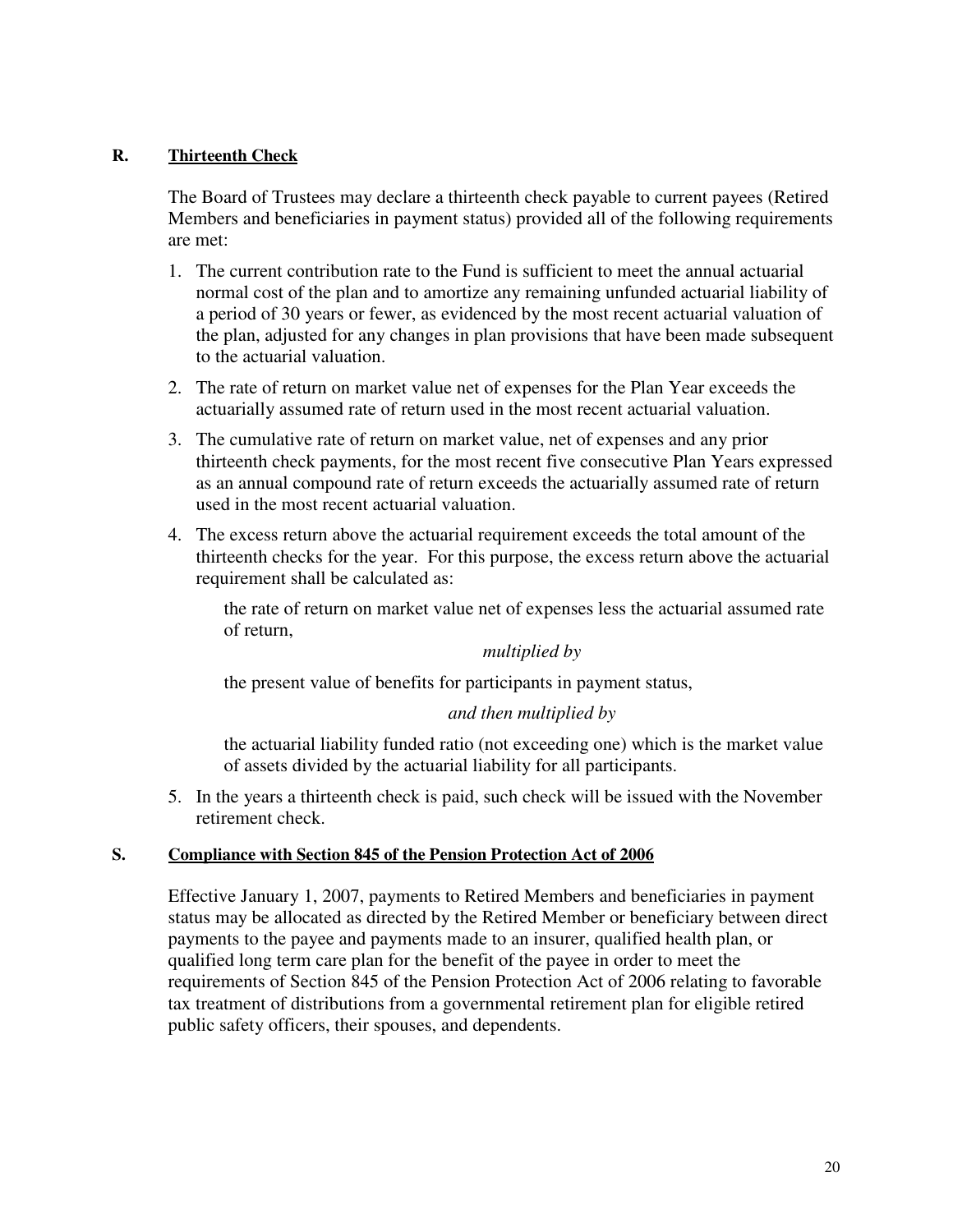## R. Thirteenth Check

The Board of Trustees may declare a thirteenth check payable to current payees (Retired Members and beneficiaries in payment status) provided all of the following requirements are met:

1. The current contribution rate to the Fund is sufficient to meet the annual actuarial normal cost of the plan and to amortize any remaining unfunded actuarial liability of a period of 30 years or fewer, as evidenced by the most recent actuarial valuation of the plan, adjusted for any changes in plan provisions that have been made subsequent to the actuarial valuation.
2. The rate of return on market value net of expenses for the Plan Year exceeds the actuarially assumed rate of return used in the most recent actuarial valuation.
3. The cumulative rate of return on market value, net of expenses and any prior thirteenth check payments, for the most recent five consecutive Plan Years expressed as an annual compound rate of return exceeds the actuarially assumed rate of return used in the most recent actuarial valuation.
4. The excess return above the actuarial requirement exceeds the total amount of the thirteenth checks for the year. For this purpose, the excess return above the actuarial requirement shall be calculated as:

   the rate of return on market value net of expenses less the actuarial assumed rate of return,

   *multiplied by*

   the present value of benefits for participants in payment status,

   *and then multiplied by*

   the actuarial liability funded ratio (not exceeding one) which is the market value of assets divided by the actuarial liability for all participants.

5. In the years a thirteenth check is paid, such check will be issued with the November retirement check.

## S. Compliance with Section 845 of the Pension Protection Act of 2006

Effective January 1, 2007, payments to Retired Members and beneficiaries in payment status may be allocated as directed by the Retired Member or beneficiary between direct payments to the payee and payments made to an insurer, qualified health plan, or qualified long term care plan for the benefit of the payee in order to meet the requirements of Section 845 of the Pension Protection Act of 2006 relating to favorable tax treatment of distributions from a governmental retirement plan for eligible retired public safety officers, their spouses, and dependents.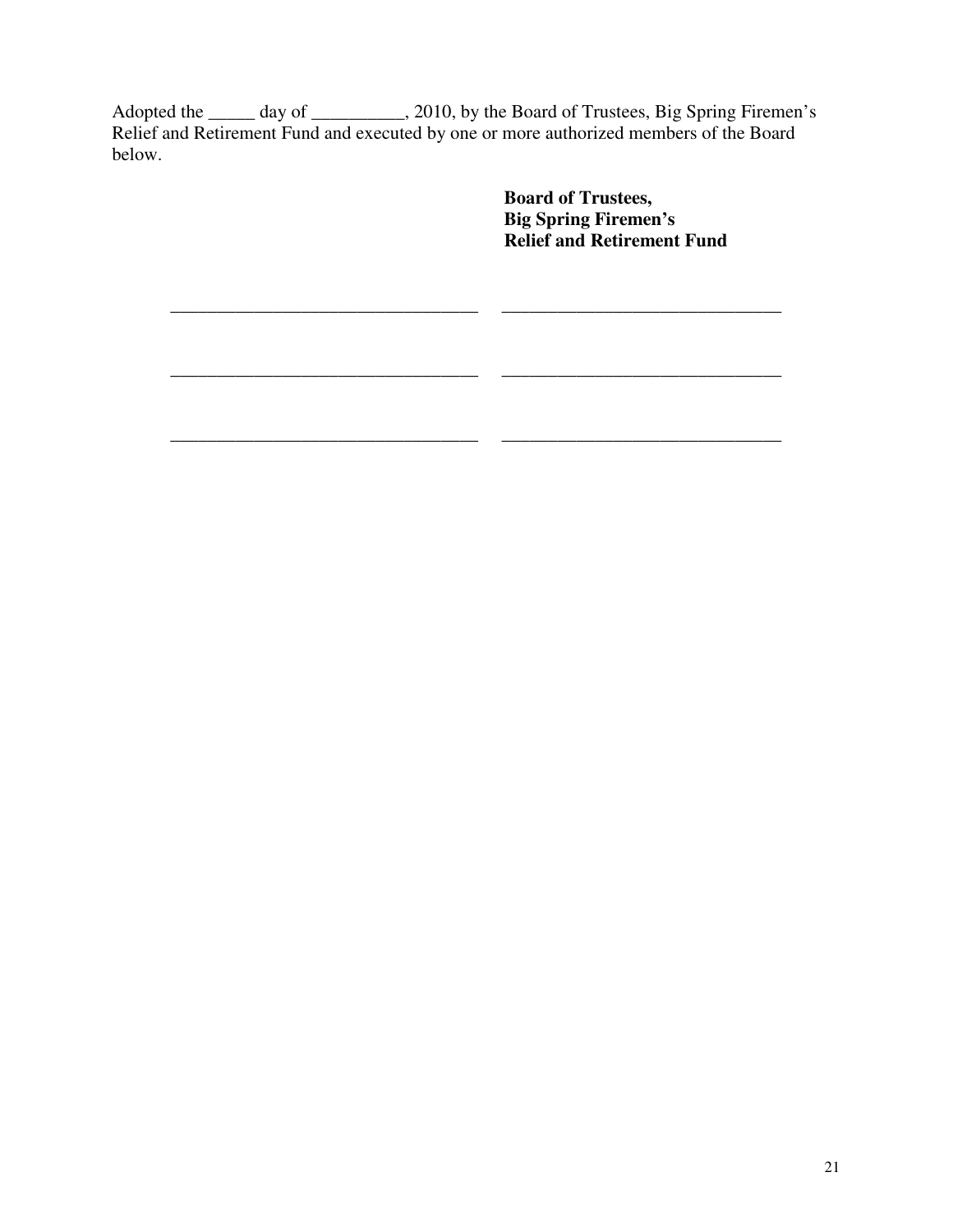Adopted the _____ day of __________, 2010, by the Board of Trustees, Big Spring Firemen's Relief and Retirement Fund and executed by one or more authorized members of the Board below.

**Board of Trustees,**
**Big Spring Firemen's**
**Relief and Retirement Fund**

_________________________________ _____________________________

_________________________________ _____________________________

_________________________________ _____________________________